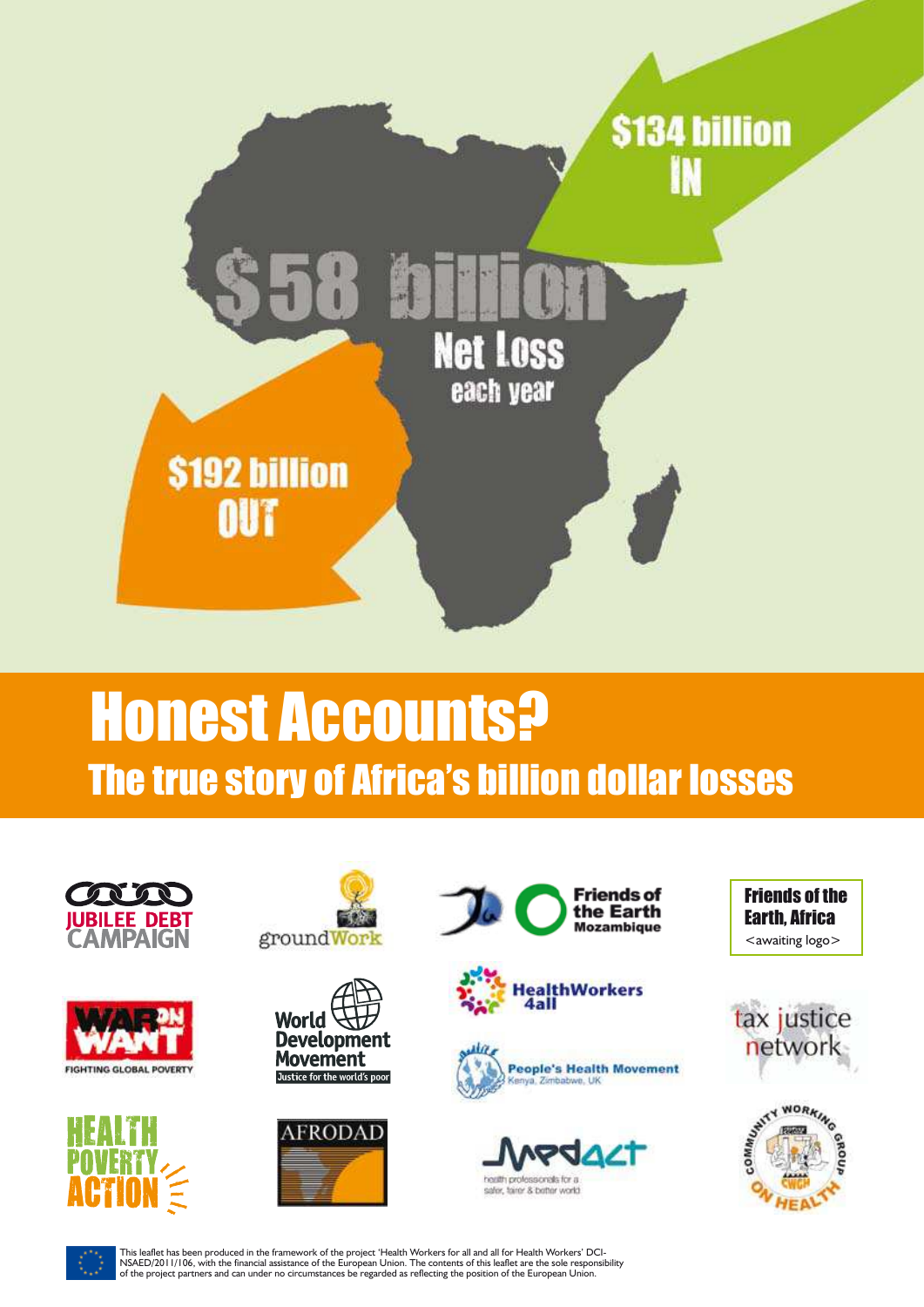$134 billion
IN

$58 billion
Net Loss
each year

$192 billion
OUT

# Honest Accounts?

## The true story of Africa's billion dollar losses

JUBILEE DEBT CAMPAIGN

groundWork

Friends of the Earth Mozambique

Friends of the Earth, Africa
<awaiting logo>

WAR ON WANT
FIGHTING GLOBAL POVERTY

World Development Movement
Justice for the world's poor

HealthWorkers 4all

People's Health Movement
Kenya, Zimbabwe, UK

tax justice network

HEALTH POVERTY ACTION

AFRODAD

Medact
health professionals for a safer, fairer & better world

COMMUNITY WORKING GROUP ON HEALTH
CWGH

This leaflet has been produced in the framework of the project 'Health Workers for all and all for Health Workers' DCI-NSAED/2011/106, with the financial assistance of the European Union. The contents of this leaflet are the sole responsibility of the project partners and can under no circumstances be regarded as reflecting the position of the European Union.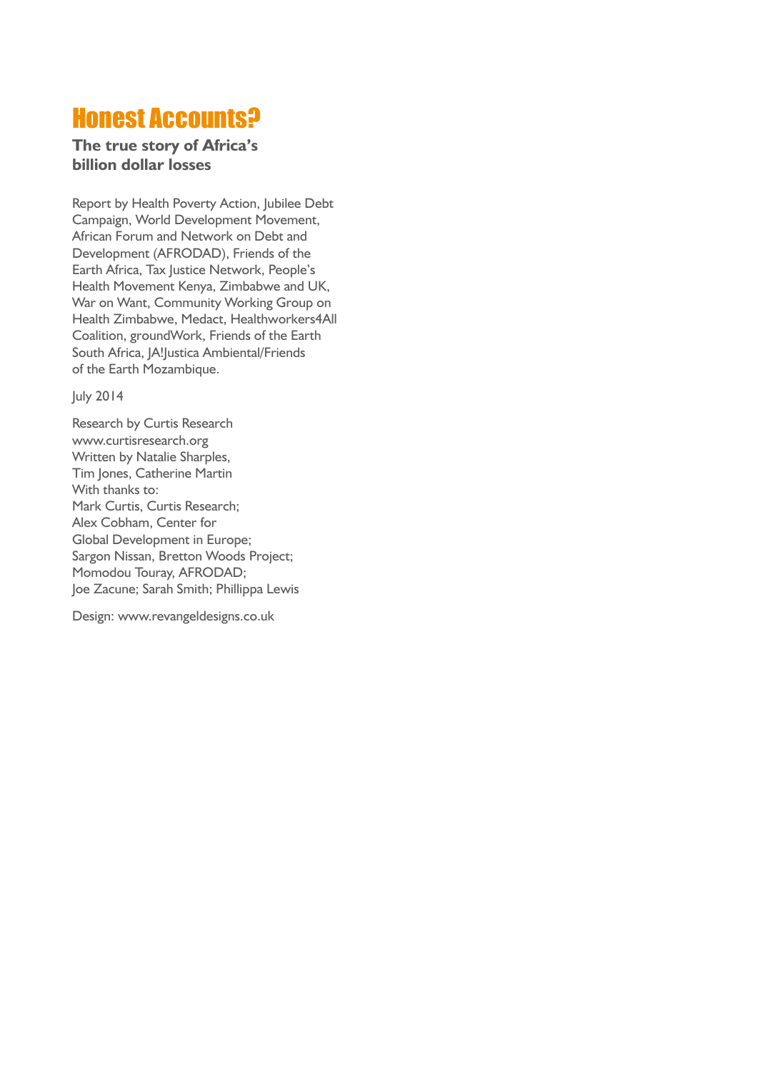# Honest Accounts?

**The true story of Africa's billion dollar losses**

Report by Health Poverty Action, Jubilee Debt Campaign, World Development Movement, African Forum and Network on Debt and Development (AFRODAD), Friends of the Earth Africa, Tax Justice Network, People's Health Movement Kenya, Zimbabwe and UK, War on Want, Community Working Group on Health Zimbabwe, Medact, Healthworkers4All Coalition, groundWork, Friends of the Earth South Africa, JA!Justica Ambiental/Friends of the Earth Mozambique.

July 2014

Research by Curtis Research
www.curtisresearch.org
Written by Natalie Sharples, Tim Jones, Catherine Martin
With thanks to:
Mark Curtis, Curtis Research;
Alex Cobham, Center for Global Development in Europe;
Sargon Nissan, Bretton Woods Project;
Momodou Touray, AFRODAD;
Joe Zacune; Sarah Smith; Phillippa Lewis

Design: www.revangeldesigns.co.uk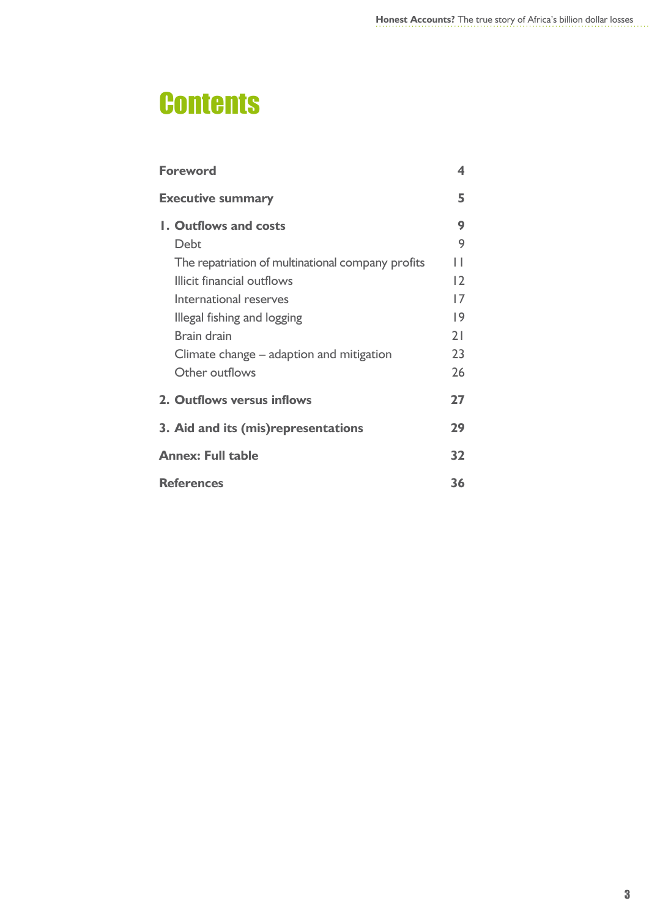# Contents

| | |
|---|---|
| **Foreword** | **4** |
| **Executive summary** | **5** |
| **1. Outflows and costs** | **9** |
| Debt | 9 |
| The repatriation of multinational company profits | 11 |
| Illicit financial outflows | 12 |
| International reserves | 17 |
| Illegal fishing and logging | 19 |
| Brain drain | 21 |
| Climate change – adaption and mitigation | 23 |
| Other outflows | 26 |
| **2. Outflows versus inflows** | **27** |
| **3. Aid and its (mis)representations** | **29** |
| **Annex: Full table** | **32** |
| **References** | **36** |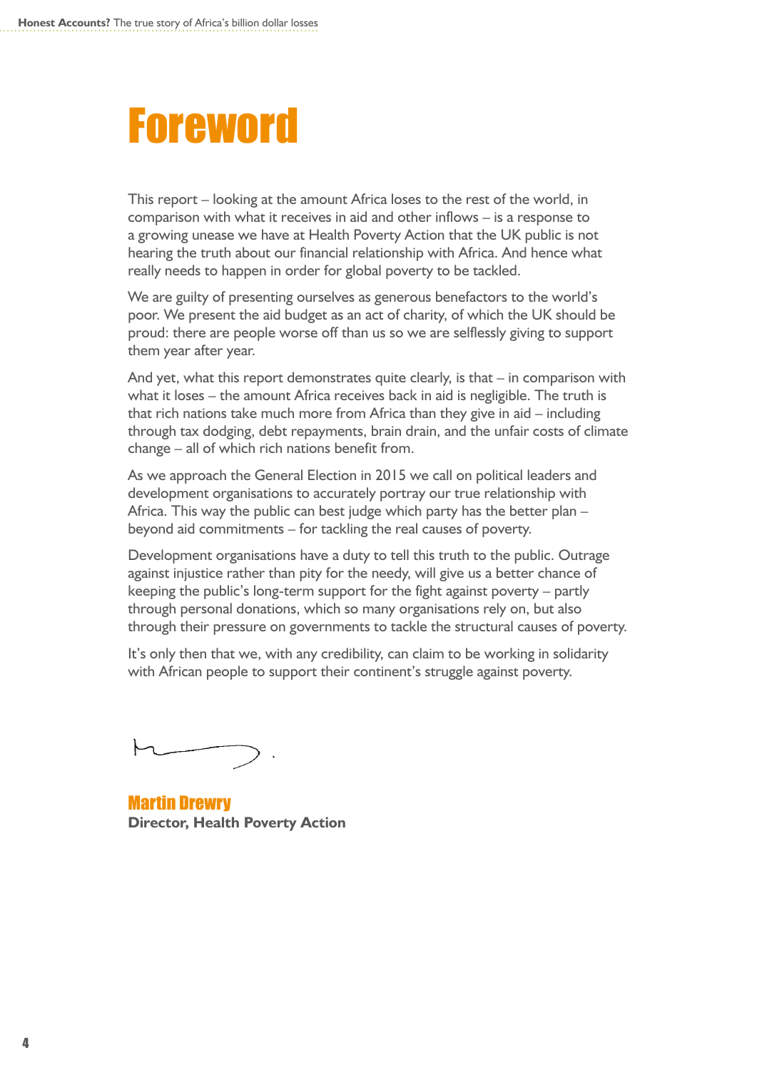# Foreword

This report – looking at the amount Africa loses to the rest of the world, in comparison with what it receives in aid and other inflows – is a response to a growing unease we have at Health Poverty Action that the UK public is not hearing the truth about our financial relationship with Africa. And hence what really needs to happen in order for global poverty to be tackled.

We are guilty of presenting ourselves as generous benefactors to the world's poor. We present the aid budget as an act of charity, of which the UK should be proud: there are people worse off than us so we are selflessly giving to support them year after year.

And yet, what this report demonstrates quite clearly, is that – in comparison with what it loses – the amount Africa receives back in aid is negligible. The truth is that rich nations take much more from Africa than they give in aid – including through tax dodging, debt repayments, brain drain, and the unfair costs of climate change – all of which rich nations benefit from.

As we approach the General Election in 2015 we call on political leaders and development organisations to accurately portray our true relationship with Africa. This way the public can best judge which party has the better plan – beyond aid commitments – for tackling the real causes of poverty.

Development organisations have a duty to tell this truth to the public. Outrage against injustice rather than pity for the needy, will give us a better chance of keeping the public's long-term support for the fight against poverty – partly through personal donations, which so many organisations rely on, but also through their pressure on governments to tackle the structural causes of poverty.

It's only then that we, with any credibility, can claim to be working in solidarity with African people to support their continent's struggle against poverty.

**Martin Drewry**
**Director, Health Poverty Action**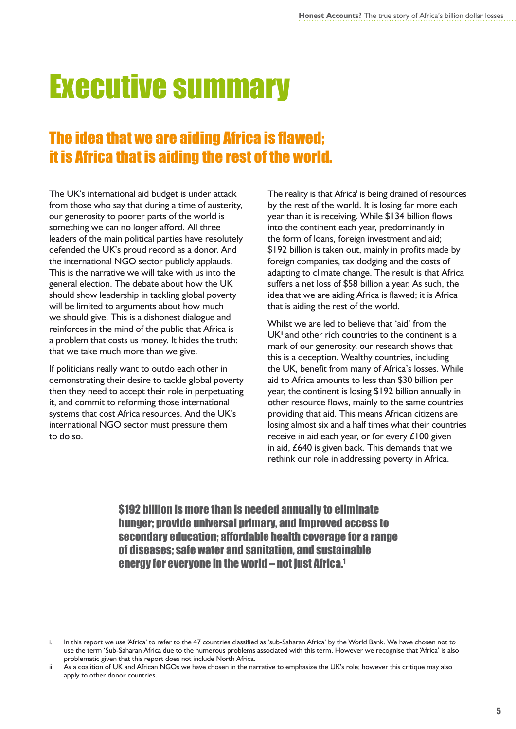# Executive summary

## The idea that we are aiding Africa is flawed; it is Africa that is aiding the rest of the world.

The UK's international aid budget is under attack from those who say that during a time of austerity, our generosity to poorer parts of the world is something we can no longer afford. All three leaders of the main political parties have resolutely defended the UK's proud record as a donor. And the international NGO sector publicly applauds. This is the narrative we will take with us into the general election. The debate about how the UK should show leadership in tackling global poverty will be limited to arguments about how much we should give. This is a dishonest dialogue and reinforces in the mind of the public that Africa is a problem that costs us money. It hides the truth: that we take much more than we give.

If politicians really want to outdo each other in demonstrating their desire to tackle global poverty then they need to accept their role in perpetuating it, and commit to reforming those international systems that cost Africa resources. And the UK's international NGO sector must pressure them to do so.

The reality is that Africa[i] is being drained of resources by the rest of the world. It is losing far more each year than it is receiving. While $134 billion flows into the continent each year, predominantly in the form of loans, foreign investment and aid; $192 billion is taken out, mainly in profits made by foreign companies, tax dodging and the costs of adapting to climate change. The result is that Africa suffers a net loss of $58 billion a year. As such, the idea that we are aiding Africa is flawed; it is Africa that is aiding the rest of the world.

Whilst we are led to believe that 'aid' from the UK[ii] and other rich countries to the continent is a mark of our generosity, our research shows that this is a deception. Wealthy countries, including the UK, benefit from many of Africa's losses. While aid to Africa amounts to less than $30 billion per year, the continent is losing $192 billion annually in other resource flows, mainly to the same countries providing that aid. This means African citizens are losing almost six and a half times what their countries receive in aid each year, or for every £100 given in aid, £640 is given back. This demands that we rethink our role in addressing poverty in Africa.

**$192 billion is more than is needed annually to eliminate hunger; provide universal primary, and improved access to secondary education; affordable health coverage for a range of diseases; safe water and sanitation, and sustainable energy for everyone in the world – not just Africa.[1]**

---

i. In this report we use 'Africa' to refer to the 47 countries classified as 'sub-Saharan Africa' by the World Bank. We have chosen not to use the term 'Sub-Saharan Africa due to the numerous problems associated with this term. However we recognise that 'Africa' is also problematic given that this report does not include North Africa.

ii. As a coalition of UK and African NGOs we have chosen in the narrative to emphasize the UK's role; however this critique may also apply to other donor countries.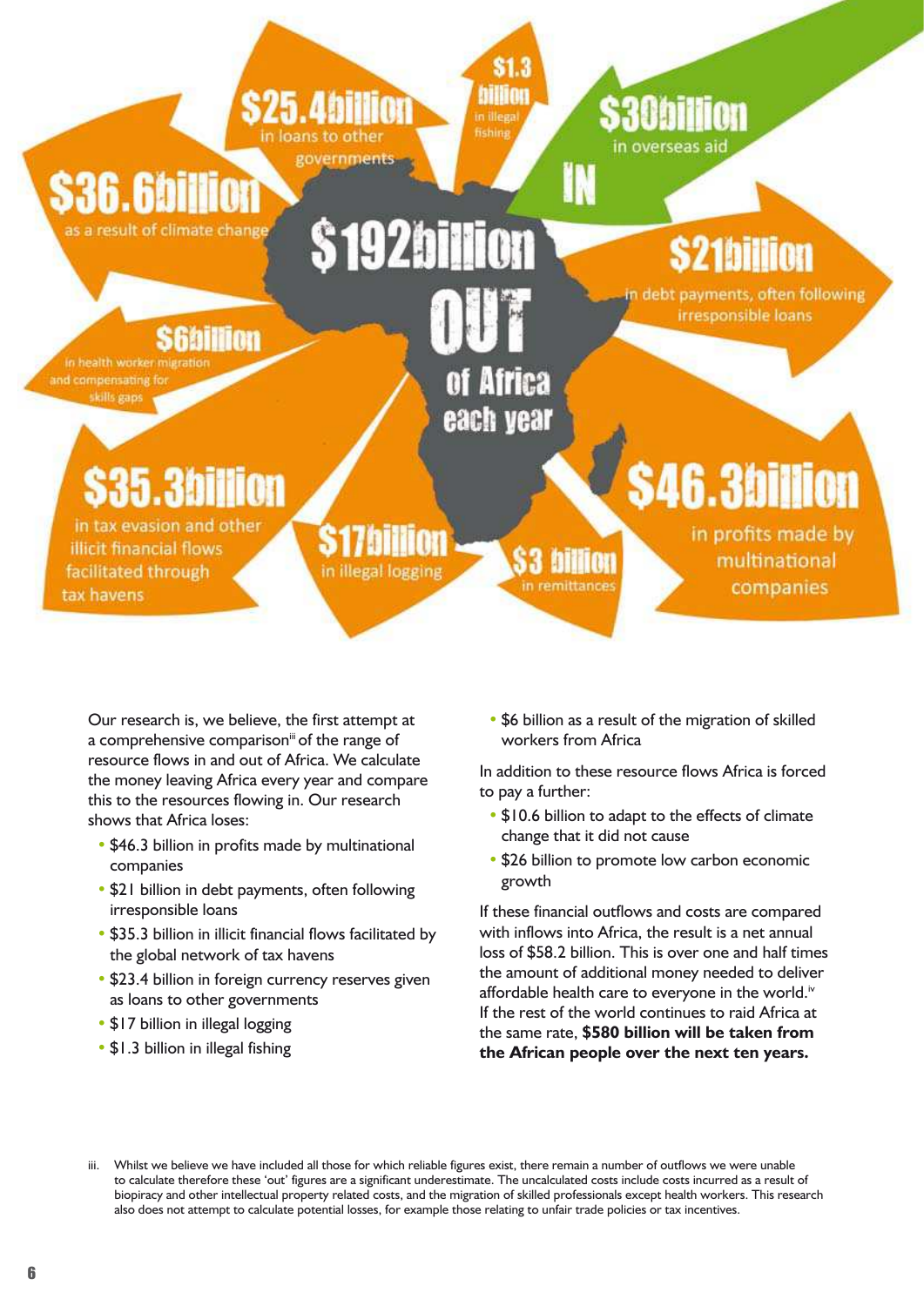$192billion OUT of Africa each year

$30billion in overseas aid IN

$1.3 billion in illegal fishing

$25.4billion in loans to other governments

$36.6billion as a result of climate change

$21billion in debt payments, often following irresponsible loans

$6billion in health worker migration and compensating for skills gaps

$35.3billion in tax evasion and other illicit financial flows facilitated through tax havens

$17billion in illegal logging

$3 billion in remittances

$46.3billion in profits made by multinational companies

Our research is, we believe, the first attempt at a comprehensive comparison[iii] of the range of resource flows in and out of Africa. We calculate the money leaving Africa every year and compare this to the resources flowing in. Our research shows that Africa loses:

- $46.3 billion in profits made by multinational companies
- $21 billion in debt payments, often following irresponsible loans
- $35.3 billion in illicit financial flows facilitated by the global network of tax havens
- $23.4 billion in foreign currency reserves given as loans to other governments
- $17 billion in illegal logging
- $1.3 billion in illegal fishing
- $6 billion as a result of the migration of skilled workers from Africa

In addition to these resource flows Africa is forced to pay a further:

- $10.6 billion to adapt to the effects of climate change that it did not cause
- $26 billion to promote low carbon economic growth

If these financial outflows and costs are compared with inflows into Africa, the result is a net annual loss of $58.2 billion. This is over one and half times the amount of additional money needed to deliver affordable health care to everyone in the world.[iv] If the rest of the world continues to raid Africa at the same rate, **$580 billion will be taken from the African people over the next ten years.**

iii. Whilst we believe we have included all those for which reliable figures exist, there remain a number of outflows we were unable to calculate therefore these 'out' figures are a significant underestimate. The uncalculated costs include costs incurred as a result of biopiracy and other intellectual property related costs, and the migration of skilled professionals except health workers. This research also does not attempt to calculate potential losses, for example those relating to unfair trade policies or tax incentives.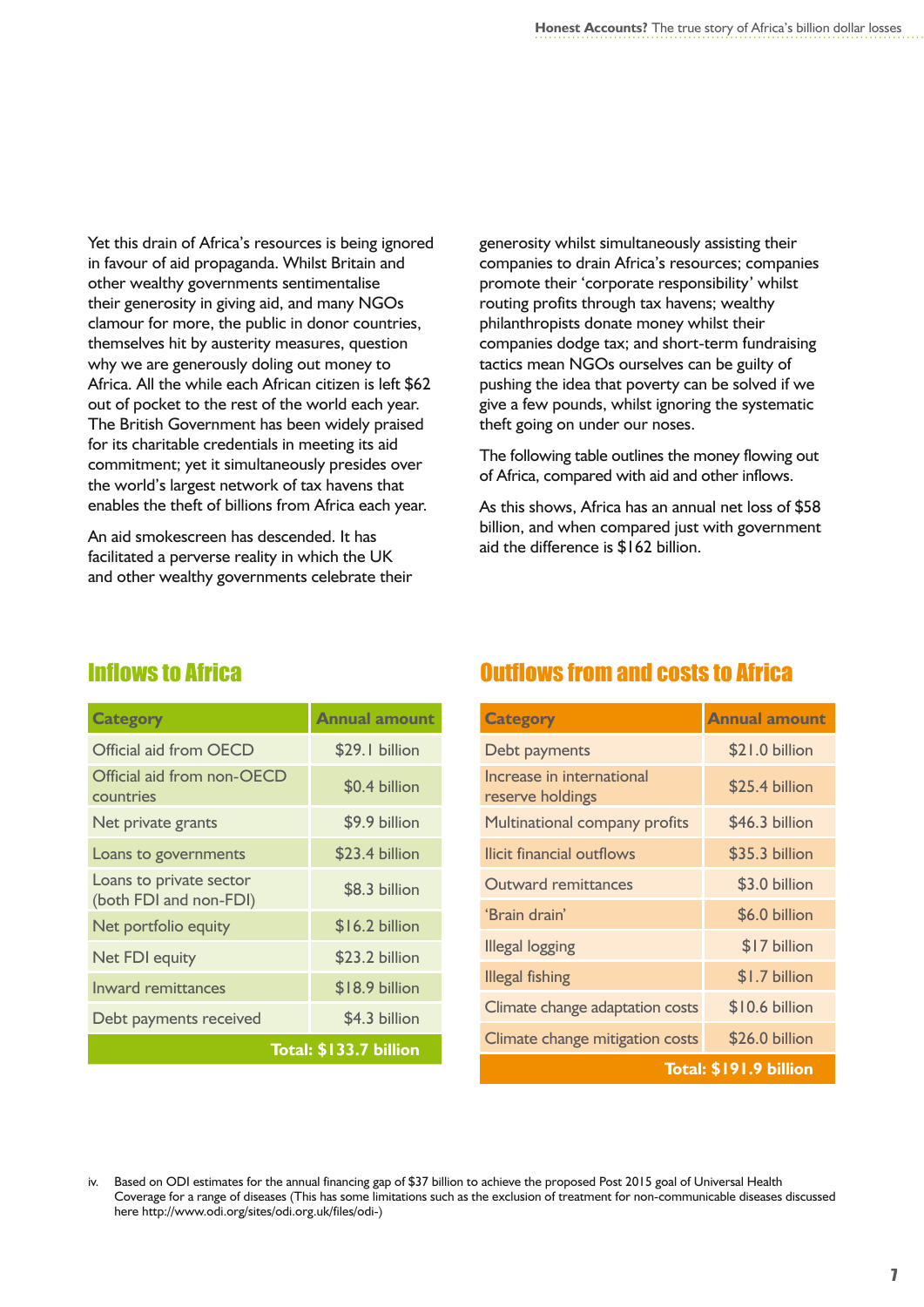Yet this drain of Africa's resources is being ignored in favour of aid propaganda. Whilst Britain and other wealthy governments sentimentalise their generosity in giving aid, and many NGOs clamour for more, the public in donor countries, themselves hit by austerity measures, question why we are generously doling out money to Africa. All the while each African citizen is left $62 out of pocket to the rest of the world each year. The British Government has been widely praised for its charitable credentials in meeting its aid commitment; yet it simultaneously presides over the world's largest network of tax havens that enables the theft of billions from Africa each year.

An aid smokescreen has descended. It has facilitated a perverse reality in which the UK and other wealthy governments celebrate their generosity whilst simultaneously assisting their companies to drain Africa's resources; companies promote their 'corporate responsibility' whilst routing profits through tax havens; wealthy philanthropists donate money whilst their companies dodge tax; and short-term fundraising tactics mean NGOs ourselves can be guilty of pushing the idea that poverty can be solved if we give a few pounds, whilst ignoring the systematic theft going on under our noses.

The following table outlines the money flowing out of Africa, compared with aid and other inflows.

As this shows, Africa has an annual net loss of $58 billion, and when compared just with government aid the difference is $162 billion.

## Inflows to Africa

| Category | Annual amount |
|---|---|
| Official aid from OECD | $29.1 billion |
| Official aid from non-OECD countries | $0.4 billion |
| Net private grants | $9.9 billion |
| Loans to governments | $23.4 billion |
| Loans to private sector (both FDI and non-FDI) | $8.3 billion |
| Net portfolio equity | $16.2 billion |
| Net FDI equity | $23.2 billion |
| Inward remittances | $18.9 billion |
| Debt payments received | $4.3 billion |
| | **Total: $133.7 billion** |

## Outflows from and costs to Africa

| Category | Annual amount |
|---|---|
| Debt payments | $21.0 billion |
| Increase in international reserve holdings | $25.4 billion |
| Multinational company profits | $46.3 billion |
| Ilicit financial outflows | $35.3 billion |
| Outward remittances | $3.0 billion |
| 'Brain drain' | $6.0 billion |
| Illegal logging | $17 billion |
| Illegal fishing | $1.7 billion |
| Climate change adaptation costs | $10.6 billion |
| Climate change mitigation costs | $26.0 billion |
| | **Total: $191.9 billion** |

iv. Based on ODI estimates for the annual financing gap of $37 billion to achieve the proposed Post 2015 goal of Universal Health Coverage for a range of diseases (This has some limitations such as the exclusion of treatment for non-communicable diseases discussed here http://www.odi.org/sites/odi.org.uk/files/odi-)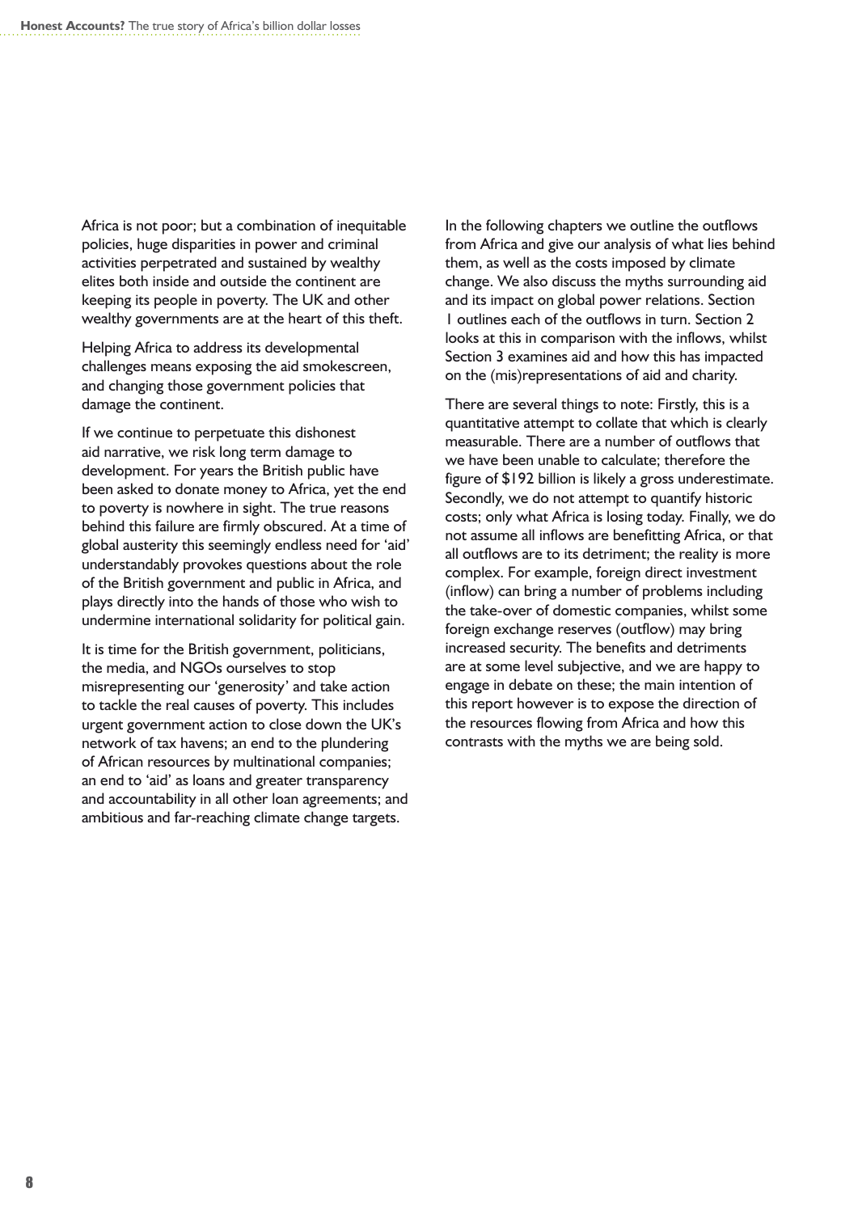Africa is not poor; but a combination of inequitable policies, huge disparities in power and criminal activities perpetrated and sustained by wealthy elites both inside and outside the continent are keeping its people in poverty. The UK and other wealthy governments are at the heart of this theft.

Helping Africa to address its developmental challenges means exposing the aid smokescreen, and changing those government policies that damage the continent.

If we continue to perpetuate this dishonest aid narrative, we risk long term damage to development. For years the British public have been asked to donate money to Africa, yet the end to poverty is nowhere in sight. The true reasons behind this failure are firmly obscured. At a time of global austerity this seemingly endless need for 'aid' understandably provokes questions about the role of the British government and public in Africa, and plays directly into the hands of those who wish to undermine international solidarity for political gain.

It is time for the British government, politicians, the media, and NGOs ourselves to stop misrepresenting our 'generosity' and take action to tackle the real causes of poverty. This includes urgent government action to close down the UK's network of tax havens; an end to the plundering of African resources by multinational companies; an end to 'aid' as loans and greater transparency and accountability in all other loan agreements; and ambitious and far-reaching climate change targets.

In the following chapters we outline the outflows from Africa and give our analysis of what lies behind them, as well as the costs imposed by climate change. We also discuss the myths surrounding aid and its impact on global power relations. Section 1 outlines each of the outflows in turn. Section 2 looks at this in comparison with the inflows, whilst Section 3 examines aid and how this has impacted on the (mis)representations of aid and charity.

There are several things to note: Firstly, this is a quantitative attempt to collate that which is clearly measurable. There are a number of outflows that we have been unable to calculate; therefore the figure of $192 billion is likely a gross underestimate. Secondly, we do not attempt to quantify historic costs; only what Africa is losing today. Finally, we do not assume all inflows are benefitting Africa, or that all outflows are to its detriment; the reality is more complex. For example, foreign direct investment (inflow) can bring a number of problems including the take-over of domestic companies, whilst some foreign exchange reserves (outflow) may bring increased security. The benefits and detriments are at some level subjective, and we are happy to engage in debate on these; the main intention of this report however is to expose the direction of the resources flowing from Africa and how this contrasts with the myths we are being sold.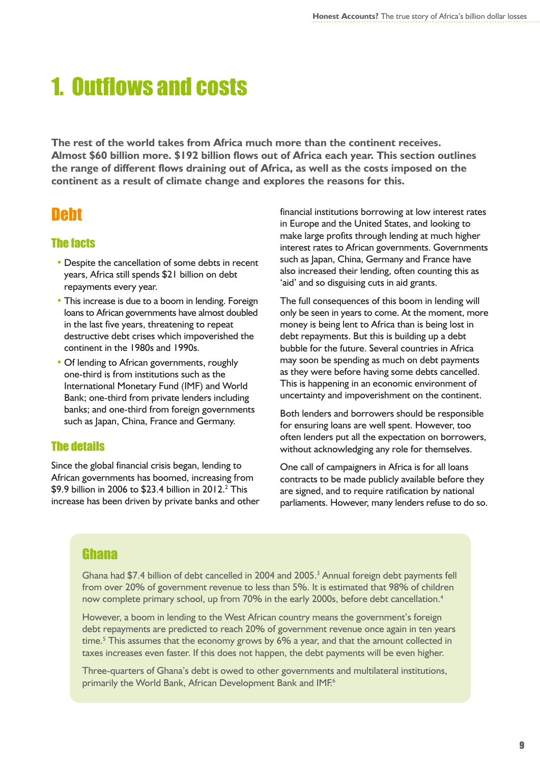# 1. Outflows and costs

**The rest of the world takes from Africa much more than the continent receives. Almost $60 billion more. $192 billion flows out of Africa each year. This section outlines the range of different flows draining out of Africa, as well as the costs imposed on the continent as a result of climate change and explores the reasons for this.**

## Debt

### The facts

- Despite the cancellation of some debts in recent years, Africa still spends $21 billion on debt repayments every year.
- This increase is due to a boom in lending. Foreign loans to African governments have almost doubled in the last five years, threatening to repeat destructive debt crises which impoverished the continent in the 1980s and 1990s.
- Of lending to African governments, roughly one-third is from institutions such as the International Monetary Fund (IMF) and World Bank; one-third from private lenders including banks; and one-third from foreign governments such as Japan, China, France and Germany.

### The details

Since the global financial crisis began, lending to African governments has boomed, increasing from $9.9 billion in 2006 to $23.4 billion in 2012.[2] This increase has been driven by private banks and other financial institutions borrowing at low interest rates in Europe and the United States, and looking to make large profits through lending at much higher interest rates to African governments. Governments such as Japan, China, Germany and France have also increased their lending, often counting this as 'aid' and so disguising cuts in aid grants.

The full consequences of this boom in lending will only be seen in years to come. At the moment, more money is being lent to Africa than is being lost in debt repayments. But this is building up a debt bubble for the future. Several countries in Africa may soon be spending as much on debt payments as they were before having some debts cancelled. This is happening in an economic environment of uncertainty and impoverishment on the continent.

Both lenders and borrowers should be responsible for ensuring loans are well spent. However, too often lenders put all the expectation on borrowers, without acknowledging any role for themselves.

One call of campaigners in Africa is for all loans contracts to be made publicly available before they are signed, and to require ratification by national parliaments. However, many lenders refuse to do so.

### Ghana

Ghana had $7.4 billion of debt cancelled in 2004 and 2005.[3] Annual foreign debt payments fell from over 20% of government revenue to less than 5%. It is estimated that 98% of children now complete primary school, up from 70% in the early 2000s, before debt cancellation.[4]

However, a boom in lending to the West African country means the government's foreign debt repayments are predicted to reach 20% of government revenue once again in ten years time.[5] This assumes that the economy grows by 6% a year, and that the amount collected in taxes increases even faster. If this does not happen, the debt payments will be even higher.

Three-quarters of Ghana's debt is owed to other governments and multilateral institutions, primarily the World Bank, African Development Bank and IMF.[6]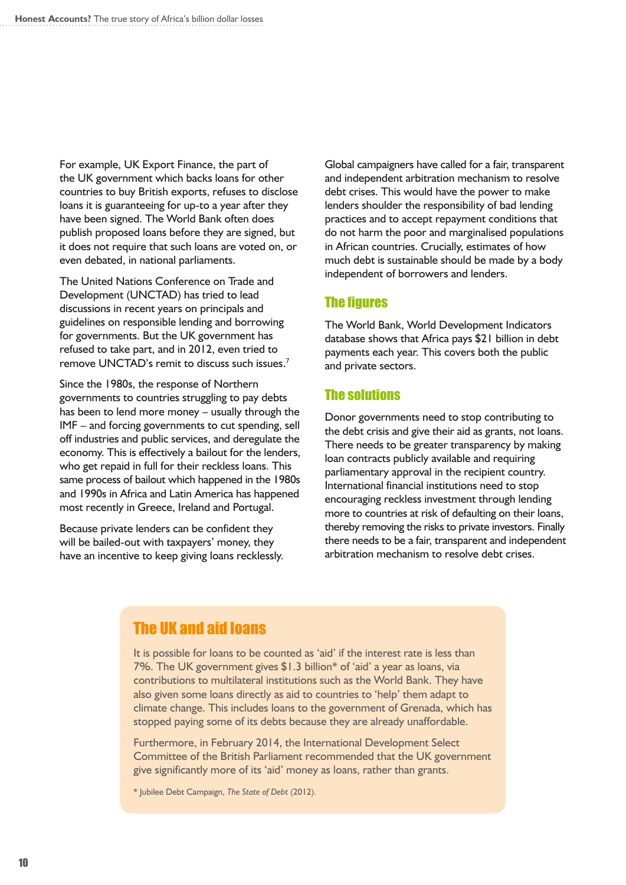For example, UK Export Finance, the part of the UK government which backs loans for other countries to buy British exports, refuses to disclose loans it is guaranteeing for up-to a year after they have been signed. The World Bank often does publish proposed loans before they are signed, but it does not require that such loans are voted on, or even debated, in national parliaments.

The United Nations Conference on Trade and Development (UNCTAD) has tried to lead discussions in recent years on principals and guidelines on responsible lending and borrowing for governments. But the UK government has refused to take part, and in 2012, even tried to remove UNCTAD's remit to discuss such issues.[7]

Since the 1980s, the response of Northern governments to countries struggling to pay debts has been to lend more money – usually through the IMF – and forcing governments to cut spending, sell off industries and public services, and deregulate the economy. This is effectively a bailout for the lenders, who get repaid in full for their reckless loans. This same process of bailout which happened in the 1980s and 1990s in Africa and Latin America has happened most recently in Greece, Ireland and Portugal.

Because private lenders can be confident they will be bailed-out with taxpayers' money, they have an incentive to keep giving loans recklessly.

Global campaigners have called for a fair, transparent and independent arbitration mechanism to resolve debt crises. This would have the power to make lenders shoulder the responsibility of bad lending practices and to accept repayment conditions that do not harm the poor and marginalised populations in African countries. Crucially, estimates of how much debt is sustainable should be made by a body independent of borrowers and lenders.

## The figures

The World Bank, World Development Indicators database shows that Africa pays $21 billion in debt payments each year. This covers both the public and private sectors.

## The solutions

Donor governments need to stop contributing to the debt crisis and give their aid as grants, not loans. There needs to be greater transparency by making loan contracts publicly available and requiring parliamentary approval in the recipient country. International financial institutions need to stop encouraging reckless investment through lending more to countries at risk of defaulting on their loans, thereby removing the risks to private investors. Finally there needs to be a fair, transparent and independent arbitration mechanism to resolve debt crises.

## The UK and aid loans

It is possible for loans to be counted as 'aid' if the interest rate is less than 7%. The UK government gives $1.3 billion* of 'aid' a year as loans, via contributions to multilateral institutions such as the World Bank. They have also given some loans directly as aid to countries to 'help' them adapt to climate change. This includes loans to the government of Grenada, which has stopped paying some of its debts because they are already unaffordable.

Furthermore, in February 2014, the International Development Select Committee of the British Parliament recommended that the UK government give significantly more of its 'aid' money as loans, rather than grants.

\* Jubilee Debt Campaign, *The State of Debt* (2012).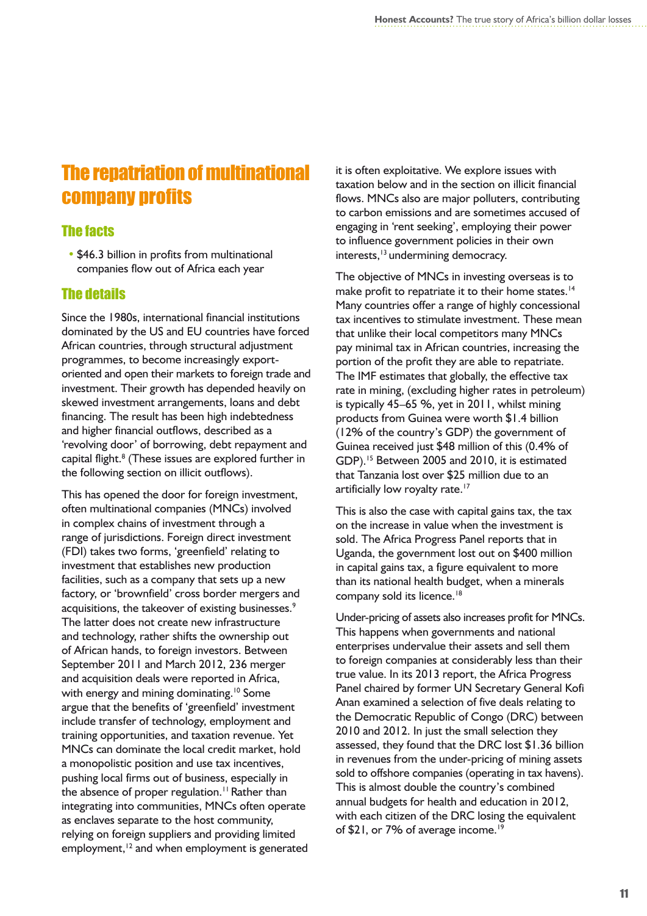# The repatriation of multinational company profits

## The facts

- $46.3 billion in profits from multinational companies flow out of Africa each year

## The details

Since the 1980s, international financial institutions dominated by the US and EU countries have forced African countries, through structural adjustment programmes, to become increasingly export-oriented and open their markets to foreign trade and investment. Their growth has depended heavily on skewed investment arrangements, loans and debt financing. The result has been high indebtedness and higher financial outflows, described as a 'revolving door' of borrowing, debt repayment and capital flight.[8] (These issues are explored further in the following section on illicit outflows).

This has opened the door for foreign investment, often multinational companies (MNCs) involved in complex chains of investment through a range of jurisdictions. Foreign direct investment (FDI) takes two forms, 'greenfield' relating to investment that establishes new production facilities, such as a company that sets up a new factory, or 'brownfield' cross border mergers and acquisitions, the takeover of existing businesses.[9] The latter does not create new infrastructure and technology, rather shifts the ownership out of African hands, to foreign investors. Between September 2011 and March 2012, 236 merger and acquisition deals were reported in Africa, with energy and mining dominating.[10] Some argue that the benefits of 'greenfield' investment include transfer of technology, employment and training opportunities, and taxation revenue. Yet MNCs can dominate the local credit market, hold a monopolistic position and use tax incentives, pushing local firms out of business, especially in the absence of proper regulation.[11] Rather than integrating into communities, MNCs often operate as enclaves separate to the host community, relying on foreign suppliers and providing limited employment,[12] and when employment is generated it is often exploitative. We explore issues with taxation below and in the section on illicit financial flows. MNCs also are major polluters, contributing to carbon emissions and are sometimes accused of engaging in 'rent seeking', employing their power to influence government policies in their own interests,[13] undermining democracy.

The objective of MNCs in investing overseas is to make profit to repatriate it to their home states.[14] Many countries offer a range of highly concessional tax incentives to stimulate investment. These mean that unlike their local competitors many MNCs pay minimal tax in African countries, increasing the portion of the profit they are able to repatriate. The IMF estimates that globally, the effective tax rate in mining, (excluding higher rates in petroleum) is typically 45–65 %, yet in 2011, whilst mining products from Guinea were worth $1.4 billion (12% of the country's GDP) the government of Guinea received just $48 million of this (0.4% of GDP).[15] Between 2005 and 2010, it is estimated that Tanzania lost over $25 million due to an artificially low royalty rate.[17]

This is also the case with capital gains tax, the tax on the increase in value when the investment is sold. The Africa Progress Panel reports that in Uganda, the government lost out on $400 million in capital gains tax, a figure equivalent to more than its national health budget, when a minerals company sold its licence.[18]

Under-pricing of assets also increases profit for MNCs. This happens when governments and national enterprises undervalue their assets and sell them to foreign companies at considerably less than their true value. In its 2013 report, the Africa Progress Panel chaired by former UN Secretary General Kofi Anan examined a selection of five deals relating to the Democratic Republic of Congo (DRC) between 2010 and 2012. In just the small selection they assessed, they found that the DRC lost $1.36 billion in revenues from the under-pricing of mining assets sold to offshore companies (operating in tax havens). This is almost double the country's combined annual budgets for health and education in 2012, with each citizen of the DRC losing the equivalent of $21, or 7% of average income.[19]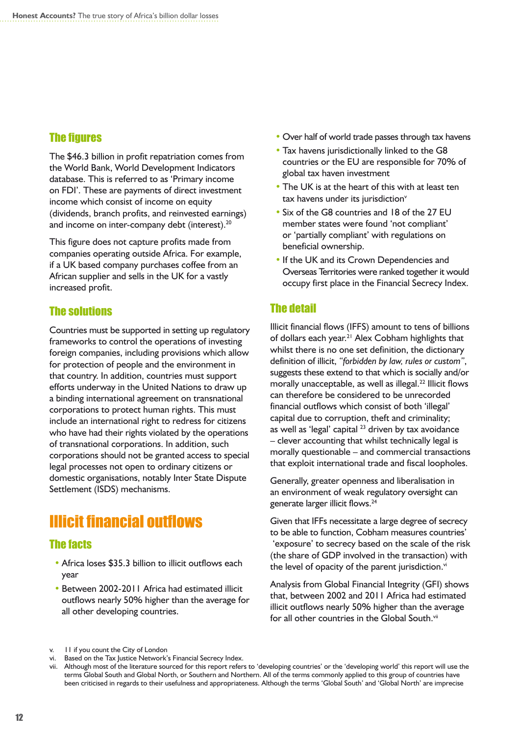### The figures

The $46.3 billion in profit repatriation comes from the World Bank, World Development Indicators database. This is referred to as 'Primary income on FDI'. These are payments of direct investment income which consist of income on equity (dividends, branch profits, and reinvested earnings) and income on inter-company debt (interest).[20]

This figure does not capture profits made from companies operating outside Africa. For example, if a UK based company purchases coffee from an African supplier and sells in the UK for a vastly increased profit.

### The solutions

Countries must be supported in setting up regulatory frameworks to control the operations of investing foreign companies, including provisions which allow for protection of people and the environment in that country. In addition, countries must support efforts underway in the United Nations to draw up a binding international agreement on transnational corporations to protect human rights. This must include an international right to redress for citizens who have had their rights violated by the operations of transnational corporations. In addition, such corporations should not be granted access to special legal processes not open to ordinary citizens or domestic organisations, notably Inter State Dispute Settlement (ISDS) mechanisms.

## Illicit financial outflows

### The facts

- Africa loses $35.3 billion to illicit outflows each year
- Between 2002-2011 Africa had estimated illicit outflows nearly 50% higher than the average for all other developing countries.
- Over half of world trade passes through tax havens
- Tax havens jurisdictionally linked to the G8 countries or the EU are responsible for 70% of global tax haven investment
- The UK is at the heart of this with at least ten tax havens under its jurisdiction[v]
- Six of the G8 countries and 18 of the 27 EU member states were found 'not compliant' or 'partially compliant' with regulations on beneficial ownership.
- If the UK and its Crown Dependencies and Overseas Territories were ranked together it would occupy first place in the Financial Secrecy Index.

### The detail

Illicit financial flows (IFFS) amount to tens of billions of dollars each year.[21] Alex Cobham highlights that whilst there is no one set definition, the dictionary definition of illicit, *"forbidden by law, rules or custom"*, suggests these extend to that which is socially and/or morally unacceptable, as well as illegal.[22] Illicit flows can therefore be considered to be unrecorded financial outflows which consist of both 'illegal' capital due to corruption, theft and criminality; as well as 'legal' capital [23] driven by tax avoidance – clever accounting that whilst technically legal is morally questionable – and commercial transactions that exploit international trade and fiscal loopholes.

Generally, greater openness and liberalisation in an environment of weak regulatory oversight can generate larger illicit flows.[24]

Given that IFFs necessitate a large degree of secrecy to be able to function, Cobham measures countries' 'exposure' to secrecy based on the scale of the risk (the share of GDP involved in the transaction) with the level of opacity of the parent jurisdiction.[vi]

Analysis from Global Financial Integrity (GFI) shows that, between 2002 and 2011 Africa had estimated illicit outflows nearly 50% higher than the average for all other countries in the Global South.[vii]

---

v. 11 if you count the City of London

vi. Based on the Tax Justice Network's Financial Secrecy Index.

vii. Although most of the literature sourced for this report refers to 'developing countries' or the 'developing world' this report will use the terms Global South and Global North, or Southern and Northern. All of the terms commonly applied to this group of countries have been criticised in regards to their usefulness and appropriateness. Although the terms 'Global South' and 'Global North' are imprecise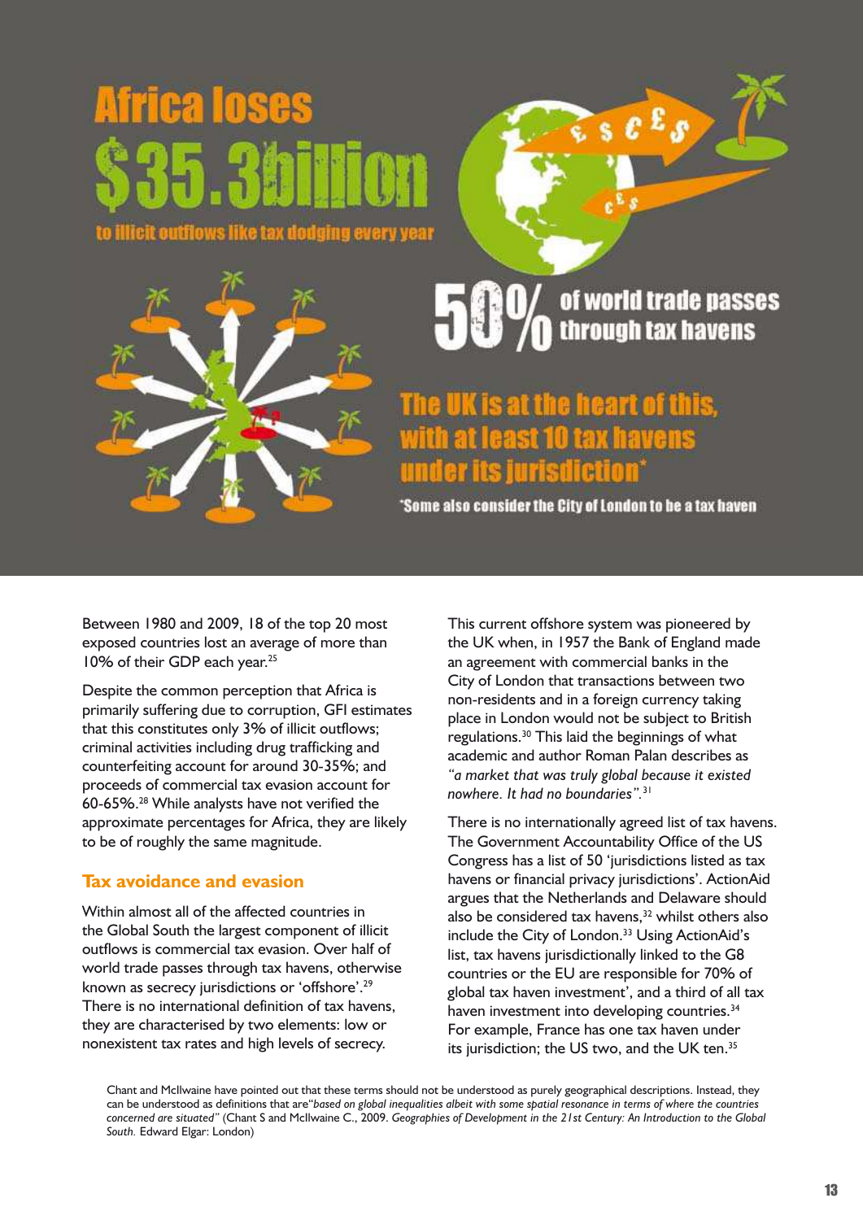**Africa loses $35.3billion to illicit outflows like tax dodging every year**

**50% of world trade passes through tax havens**

**The UK is at the heart of this, with at least 10 tax havens under its jurisdiction***

*Some also consider the City of London to be a tax haven

Between 1980 and 2009, 18 of the top 20 most exposed countries lost an average of more than 10% of their GDP each year.[25]

Despite the common perception that Africa is primarily suffering due to corruption, GFI estimates that this constitutes only 3% of illicit outflows; criminal activities including drug trafficking and counterfeiting account for around 30-35%; and proceeds of commercial tax evasion account for 60-65%.[28] While analysts have not verified the approximate percentages for Africa, they are likely to be of roughly the same magnitude.

## Tax avoidance and evasion

Within almost all of the affected countries in the Global South the largest component of illicit outflows is commercial tax evasion. Over half of world trade passes through tax havens, otherwise known as secrecy jurisdictions or 'offshore'.[29] There is no international definition of tax havens, they are characterised by two elements: low or nonexistent tax rates and high levels of secrecy.

This current offshore system was pioneered by the UK when, in 1957 the Bank of England made an agreement with commercial banks in the City of London that transactions between two non-residents and in a foreign currency taking place in London would not be subject to British regulations.[30] This laid the beginnings of what academic and author Roman Palan describes as *"a market that was truly global because it existed nowhere. It had no boundaries"*.[31]

There is no internationally agreed list of tax havens. The Government Accountability Office of the US Congress has a list of 50 'jurisdictions listed as tax havens or financial privacy jurisdictions'. ActionAid argues that the Netherlands and Delaware should also be considered tax havens,[32] whilst others also include the City of London.[33] Using ActionAid's list, tax havens jurisdictionally linked to the G8 countries or the EU are responsible for 70% of global tax haven investment', and a third of all tax haven investment into developing countries.[34] For example, France has one tax haven under its jurisdiction; the US two, and the UK ten.[35]

Chant and McIlwaine have pointed out that these terms should not be understood as purely geographical descriptions. Instead, they can be understood as definitions that are*"based on global inequalities albeit with some spatial resonance in terms of where the countries concerned are situated"* (Chant S and McIlwaine C., 2009. *Geographies of Development in the 21st Century: An Introduction to the Global South.* Edward Elgar: London)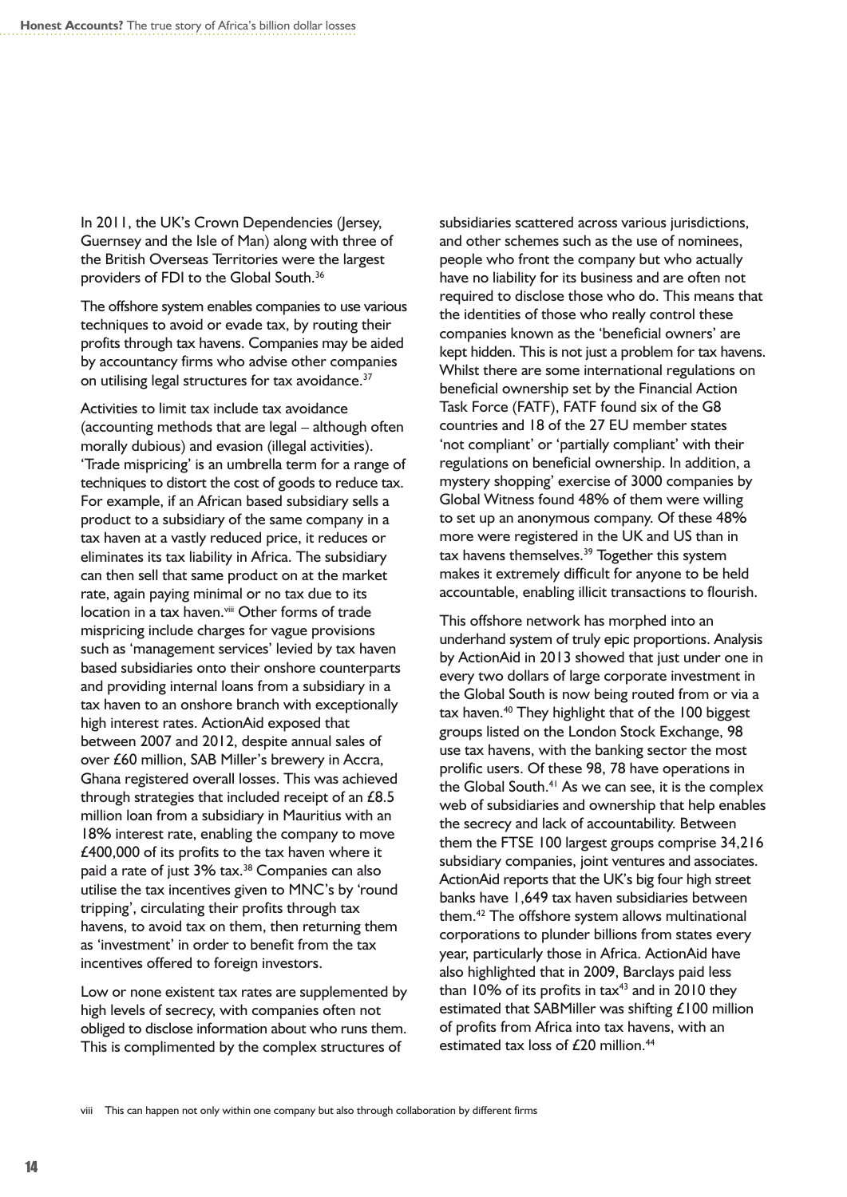In 2011, the UK's Crown Dependencies (Jersey, Guernsey and the Isle of Man) along with three of the British Overseas Territories were the largest providers of FDI to the Global South.[36]

The offshore system enables companies to use various techniques to avoid or evade tax, by routing their profits through tax havens. Companies may be aided by accountancy firms who advise other companies on utilising legal structures for tax avoidance.[37]

Activities to limit tax include tax avoidance (accounting methods that are legal – although often morally dubious) and evasion (illegal activities). 'Trade mispricing' is an umbrella term for a range of techniques to distort the cost of goods to reduce tax. For example, if an African based subsidiary sells a product to a subsidiary of the same company in a tax haven at a vastly reduced price, it reduces or eliminates its tax liability in Africa. The subsidiary can then sell that same product on at the market rate, again paying minimal or no tax due to its location in a tax haven.[viii] Other forms of trade mispricing include charges for vague provisions such as 'management services' levied by tax haven based subsidiaries onto their onshore counterparts and providing internal loans from a subsidiary in a tax haven to an onshore branch with exceptionally high interest rates. ActionAid exposed that between 2007 and 2012, despite annual sales of over £60 million, SAB Miller's brewery in Accra, Ghana registered overall losses. This was achieved through strategies that included receipt of an £8.5 million loan from a subsidiary in Mauritius with an 18% interest rate, enabling the company to move £400,000 of its profits to the tax haven where it paid a rate of just 3% tax.[38] Companies can also utilise the tax incentives given to MNC's by 'round tripping', circulating their profits through tax havens, to avoid tax on them, then returning them as 'investment' in order to benefit from the tax incentives offered to foreign investors.

Low or none existent tax rates are supplemented by high levels of secrecy, with companies often not obliged to disclose information about who runs them. This is complimented by the complex structures of subsidiaries scattered across various jurisdictions, and other schemes such as the use of nominees, people who front the company but who actually have no liability for its business and are often not required to disclose those who do. This means that the identities of those who really control these companies known as the 'beneficial owners' are kept hidden. This is not just a problem for tax havens. Whilst there are some international regulations on beneficial ownership set by the Financial Action Task Force (FATF), FATF found six of the G8 countries and 18 of the 27 EU member states 'not compliant' or 'partially compliant' with their regulations on beneficial ownership. In addition, a mystery shopping' exercise of 3000 companies by Global Witness found 48% of them were willing to set up an anonymous company. Of these 48% more were registered in the UK and US than in tax havens themselves.[39] Together this system makes it extremely difficult for anyone to be held accountable, enabling illicit transactions to flourish.

This offshore network has morphed into an underhand system of truly epic proportions. Analysis by ActionAid in 2013 showed that just under one in every two dollars of large corporate investment in the Global South is now being routed from or via a tax haven.[40] They highlight that of the 100 biggest groups listed on the London Stock Exchange, 98 use tax havens, with the banking sector the most prolific users. Of these 98, 78 have operations in the Global South.[41] As we can see, it is the complex web of subsidiaries and ownership that help enables the secrecy and lack of accountability. Between them the FTSE 100 largest groups comprise 34,216 subsidiary companies, joint ventures and associates. ActionAid reports that the UK's big four high street banks have 1,649 tax haven subsidiaries between them.[42] The offshore system allows multinational corporations to plunder billions from states every year, particularly those in Africa. ActionAid have also highlighted that in 2009, Barclays paid less than 10% of its profits in tax[43] and in 2010 they estimated that SABMiller was shifting £100 million of profits from Africa into tax havens, with an estimated tax loss of £20 million.[44]

viii This can happen not only within one company but also through collaboration by different firms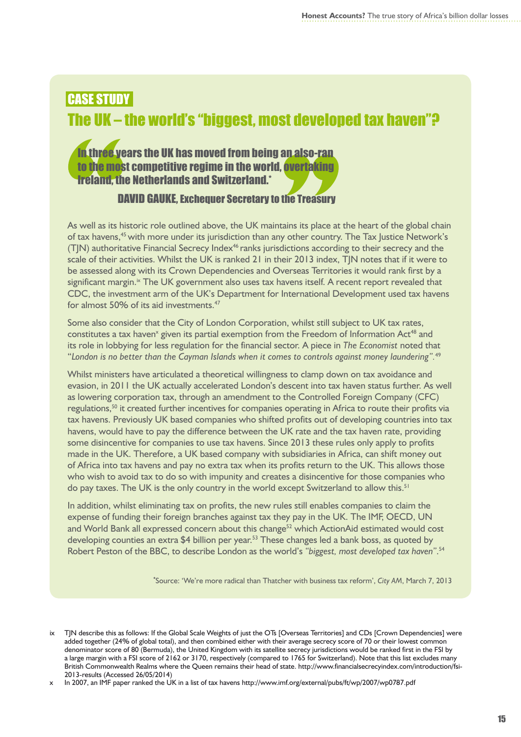CASE STUDY

## The UK – the world's "biggest, most developed tax haven"?

> **In three years the UK has moved from being an also-ran to the most competitive regime in the world, overtaking Ireland, the Netherlands and Switzerland.***
>
> **DAVID GAUKE, Exchequer Secretary to the Treasury**

As well as its historic role outlined above, the UK maintains its place at the heart of the global chain of tax havens,[45] with more under its jurisdiction than any other country. The Tax Justice Network's (TJN) authoritative Financial Secrecy Index[46] ranks jurisdictions according to their secrecy and the scale of their activities. Whilst the UK is ranked 21 in their 2013 index, TJN notes that if it were to be assessed along with its Crown Dependencies and Overseas Territories it would rank first by a significant margin.[ix] The UK government also uses tax havens itself. A recent report revealed that CDC, the investment arm of the UK's Department for International Development used tax havens for almost 50% of its aid investments.[47]

Some also consider that the City of London Corporation, whilst still subject to UK tax rates, constitutes a tax haven[x] given its partial exemption from the Freedom of Information Act[48] and its role in lobbying for less regulation for the financial sector. A piece in *The Economist* noted that "*London is no better than the Cayman Islands when it comes to controls against money laundering*".[49]

Whilst ministers have articulated a theoretical willingness to clamp down on tax avoidance and evasion, in 2011 the UK actually accelerated London's descent into tax haven status further. As well as lowering corporation tax, through an amendment to the Controlled Foreign Company (CFC) regulations,[50] it created further incentives for companies operating in Africa to route their profits via tax havens. Previously UK based companies who shifted profits out of developing countries into tax havens, would have to pay the difference between the UK rate and the tax haven rate, providing some disincentive for companies to use tax havens. Since 2013 these rules only apply to profits made in the UK. Therefore, a UK based company with subsidiaries in Africa, can shift money out of Africa into tax havens and pay no extra tax when its profits return to the UK. This allows those who wish to avoid tax to do so with impunity and creates a disincentive for those companies who do pay taxes. The UK is the only country in the world except Switzerland to allow this.[51]

In addition, whilst eliminating tax on profits, the new rules still enables companies to claim the expense of funding their foreign branches against tax they pay in the UK. The IMF, OECD, UN and World Bank all expressed concern about this change[52] which ActionAid estimated would cost developing counties an extra $4 billion per year.[53] These changes led a bank boss, as quoted by Robert Peston of the BBC, to describe London as the world's *"biggest, most developed tax haven"*.[54]

*Source: 'We're more radical than Thatcher with business tax reform', *City AM*, March 7, 2013

---

ix TJN describe this as follows: If the Global Scale Weights of just the OTs [Overseas Territories] and CDs [Crown Dependencies] were added together (24% of global total), and then combined either with their average secrecy score of 70 or their lowest common denominator score of 80 (Bermuda), the United Kingdom with its satellite secrecy jurisdictions would be ranked first in the FSI by a large margin with a FSI score of 2162 or 3170, respectively (compared to 1765 for Switzerland). Note that this list excludes many British Commonwealth Realms where the Queen remains their head of state. http://www.financialsecrecyindex.com/introduction/fsi-2013-results (Accessed 26/05/2014)

x In 2007, an IMF paper ranked the UK in a list of tax havens http://www.imf.org/external/pubs/ft/wp/2007/wp0787.pdf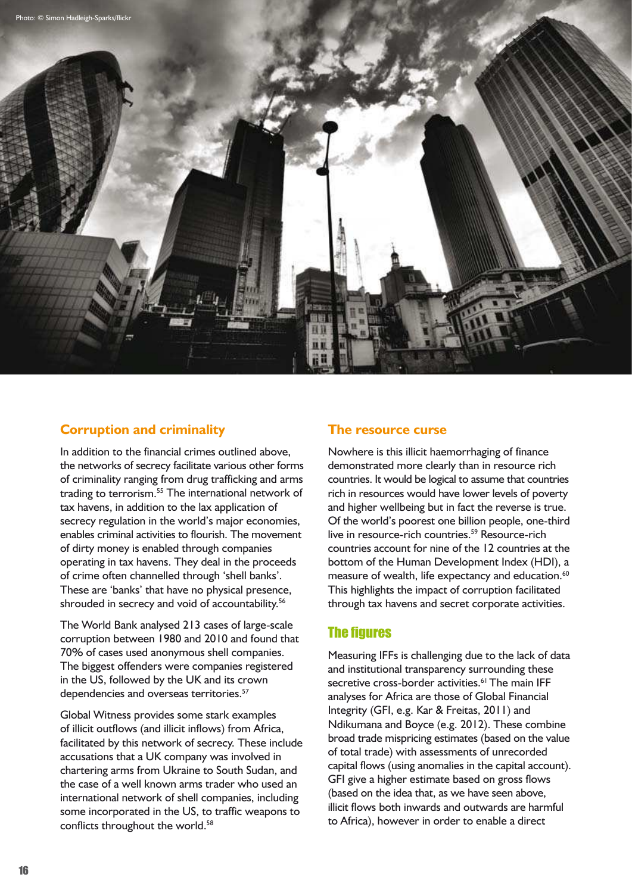Photo: © Simon Hadleigh-Sparks/flickr

## Corruption and criminality

In addition to the financial crimes outlined above, the networks of secrecy facilitate various other forms of criminality ranging from drug trafficking and arms trading to terrorism.[55] The international network of tax havens, in addition to the lax application of secrecy regulation in the world's major economies, enables criminal activities to flourish. The movement of dirty money is enabled through companies operating in tax havens. They deal in the proceeds of crime often channelled through 'shell banks'. These are 'banks' that have no physical presence, shrouded in secrecy and void of accountability.[56]

The World Bank analysed 213 cases of large-scale corruption between 1980 and 2010 and found that 70% of cases used anonymous shell companies. The biggest offenders were companies registered in the US, followed by the UK and its crown dependencies and overseas territories.[57]

Global Witness provides some stark examples of illicit outflows (and illicit inflows) from Africa, facilitated by this network of secrecy. These include accusations that a UK company was involved in chartering arms from Ukraine to South Sudan, and the case of a well known arms trader who used an international network of shell companies, including some incorporated in the US, to traffic weapons to conflicts throughout the world.[58]

## The resource curse

Nowhere is this illicit haemorrhaging of finance demonstrated more clearly than in resource rich countries. It would be logical to assume that countries rich in resources would have lower levels of poverty and higher wellbeing but in fact the reverse is true. Of the world's poorest one billion people, one-third live in resource-rich countries.[59] Resource-rich countries account for nine of the 12 countries at the bottom of the Human Development Index (HDI), a measure of wealth, life expectancy and education.[60] This highlights the impact of corruption facilitated through tax havens and secret corporate activities.

## The figures

Measuring IFFs is challenging due to the lack of data and institutional transparency surrounding these secretive cross-border activities.[61] The main IFF analyses for Africa are those of Global Financial Integrity (GFI, e.g. Kar & Freitas, 2011) and Ndikumana and Boyce (e.g. 2012). These combine broad trade mispricing estimates (based on the value of total trade) with assessments of unrecorded capital flows (using anomalies in the capital account). GFI give a higher estimate based on gross flows (based on the idea that, as we have seen above, illicit flows both inwards and outwards are harmful to Africa), however in order to enable a direct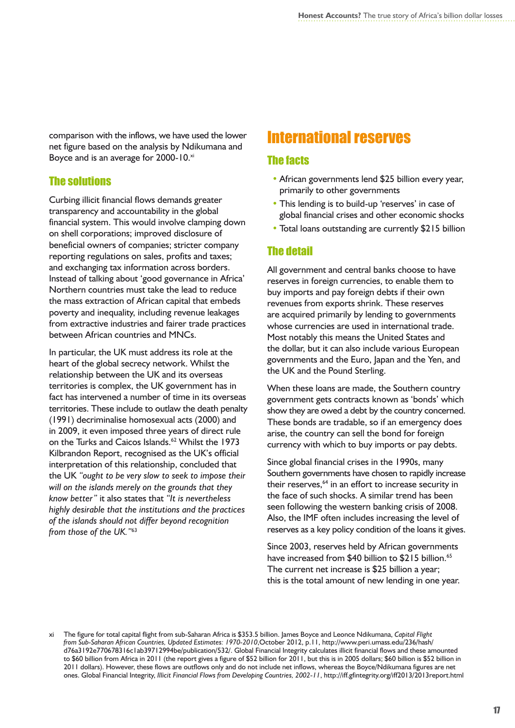comparison with the inflows, we have used the lower net figure based on the analysis by Ndikumana and Boyce and is an average for 2000-10.[xi]

### The solutions

Curbing illicit financial flows demands greater transparency and accountability in the global financial system. This would involve clamping down on shell corporations; improved disclosure of beneficial owners of companies; stricter company reporting regulations on sales, profits and taxes; and exchanging tax information across borders. Instead of talking about 'good governance in Africa' Northern countries must take the lead to reduce the mass extraction of African capital that embeds poverty and inequality, including revenue leakages from extractive industries and fairer trade practices between African countries and MNCs.

In particular, the UK must address its role at the heart of the global secrecy network. Whilst the relationship between the UK and its overseas territories is complex, the UK government has in fact has intervened a number of time in its overseas territories. These include to outlaw the death penalty (1991) decriminalise homosexual acts (2000) and in 2009, it even imposed three years of direct rule on the Turks and Caicos Islands.[62] Whilst the 1973 Kilbrandon Report, recognised as the UK's official interpretation of this relationship, concluded that the UK *"ought to be very slow to seek to impose their will on the islands merely on the grounds that they know better"* it also states that *"It is nevertheless highly desirable that the institutions and the practices of the islands should not differ beyond recognition from those of the UK."*[63]

## International reserves

### The facts

- African governments lend $25 billion every year, primarily to other governments
- This lending is to build-up 'reserves' in case of global financial crises and other economic shocks
- Total loans outstanding are currently $215 billion

### The detail

All government and central banks choose to have reserves in foreign currencies, to enable them to buy imports and pay foreign debts if their own revenues from exports shrink. These reserves are acquired primarily by lending to governments whose currencies are used in international trade. Most notably this means the United States and the dollar, but it can also include various European governments and the Euro, Japan and the Yen, and the UK and the Pound Sterling.

When these loans are made, the Southern country government gets contracts known as 'bonds' which show they are owed a debt by the country concerned. These bonds are tradable, so if an emergency does arise, the country can sell the bond for foreign currency with which to buy imports or pay debts.

Since global financial crises in the 1990s, many Southern governments have chosen to rapidly increase their reserves,[64] in an effort to increase security in the face of such shocks. A similar trend has been seen following the western banking crisis of 2008. Also, the IMF often includes increasing the level of reserves as a key policy condition of the loans it gives.

Since 2003, reserves held by African governments have increased from $40 billion to $215 billion.[65] The current net increase is $25 billion a year; this is the total amount of new lending in one year.

---

xi The figure for total capital flight from sub-Saharan Africa is $353.5 billion. James Boyce and Leonce Ndikumana, *Capital Flight from Sub-Saharan African Countries, Updated Estimates: 1970-2010*, October 2012, p.11, http://www.peri.umass.edu/236/hash/d76a3192e770678316c1ab39712994be/publication/532/. Global Financial Integrity calculates illicit financial flows and these amounted to $60 billion from Africa in 2011 (the report gives a figure of $52 billion for 2011, but this is in 2005 dollars; $60 billion is $52 billion in 2011 dollars). However, these flows are outflows only and do not include net inflows, whereas the Boyce/Ndikumana figures are net ones. Global Financial Integrity, *Illicit Financial Flows from Developing Countries, 2002-11*, http://iff.gfintegrity.org/iff2013/2013report.html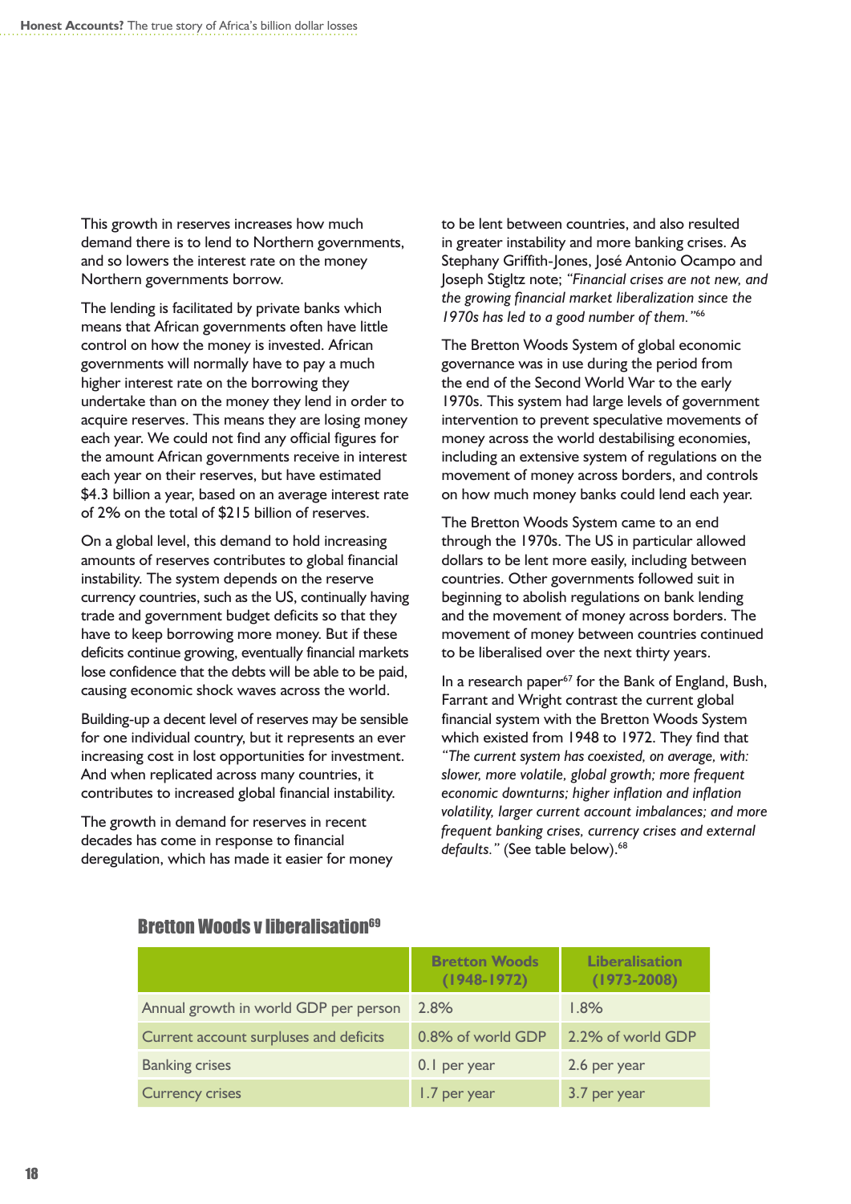This growth in reserves increases how much demand there is to lend to Northern governments, and so lowers the interest rate on the money Northern governments borrow.

The lending is facilitated by private banks which means that African governments often have little control on how the money is invested. African governments will normally have to pay a much higher interest rate on the borrowing they undertake than on the money they lend in order to acquire reserves. This means they are losing money each year. We could not find any official figures for the amount African governments receive in interest each year on their reserves, but have estimated $4.3 billion a year, based on an average interest rate of 2% on the total of $215 billion of reserves.

On a global level, this demand to hold increasing amounts of reserves contributes to global financial instability. The system depends on the reserve currency countries, such as the US, continually having trade and government budget deficits so that they have to keep borrowing more money. But if these deficits continue growing, eventually financial markets lose confidence that the debts will be able to be paid, causing economic shock waves across the world.

Building-up a decent level of reserves may be sensible for one individual country, but it represents an ever increasing cost in lost opportunities for investment. And when replicated across many countries, it contributes to increased global financial instability.

The growth in demand for reserves in recent decades has come in response to financial deregulation, which has made it easier for money to be lent between countries, and also resulted in greater instability and more banking crises. As Stephany Griffith-Jones, José Antonio Ocampo and Joseph Stiglitz note; *"Financial crises are not new, and the growing financial market liberalization since the 1970s has led to a good number of them."*[66]

The Bretton Woods System of global economic governance was in use during the period from the end of the Second World War to the early 1970s. This system had large levels of government intervention to prevent speculative movements of money across the world destabilising economies, including an extensive system of regulations on the movement of money across borders, and controls on how much money banks could lend each year.

The Bretton Woods System came to an end through the 1970s. The US in particular allowed dollars to be lent more easily, including between countries. Other governments followed suit in beginning to abolish regulations on bank lending and the movement of money across borders. The movement of money between countries continued to be liberalised over the next thirty years.

In a research paper[67] for the Bank of England, Bush, Farrant and Wright contrast the current global financial system with the Bretton Woods System which existed from 1948 to 1972. They find that *"The current system has coexisted, on average, with: slower, more volatile, global growth; more frequent economic downturns; higher inflation and inflation volatility, larger current account imbalances; and more frequent banking crises, currency crises and external defaults."* (See table below).[68]

### Bretton Woods v liberalisation[69]

| | Bretton Woods (1948-1972) | Liberalisation (1973-2008) |
|---|---|---|
| Annual growth in world GDP per person | 2.8% | 1.8% |
| Current account surpluses and deficits | 0.8% of world GDP | 2.2% of world GDP |
| Banking crises | 0.1 per year | 2.6 per year |
| Currency crises | 1.7 per year | 3.7 per year |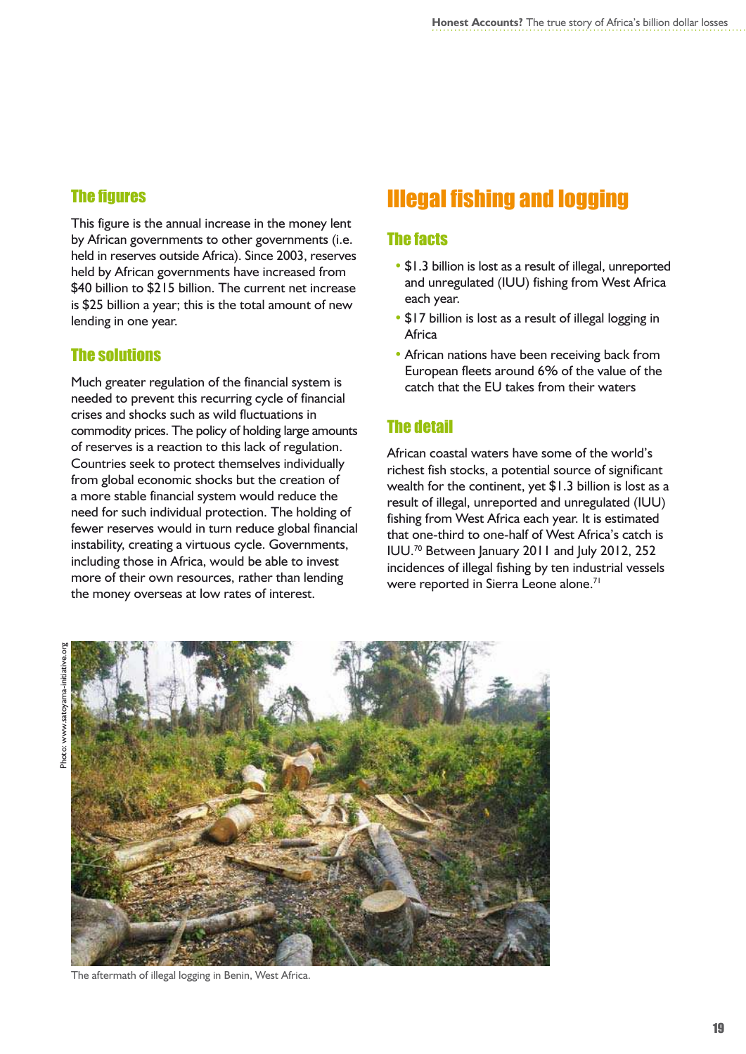### The figures

This figure is the annual increase in the money lent by African governments to other governments (i.e. held in reserves outside Africa). Since 2003, reserves held by African governments have increased from $40 billion to $215 billion. The current net increase is $25 billion a year; this is the total amount of new lending in one year.

### The solutions

Much greater regulation of the financial system is needed to prevent this recurring cycle of financial crises and shocks such as wild fluctuations in commodity prices. The policy of holding large amounts of reserves is a reaction to this lack of regulation. Countries seek to protect themselves individually from global economic shocks but the creation of a more stable financial system would reduce the need for such individual protection. The holding of fewer reserves would in turn reduce global financial instability, creating a virtuous cycle. Governments, including those in Africa, would be able to invest more of their own resources, rather than lending the money overseas at low rates of interest.

## Illegal fishing and logging

### The facts

- $1.3 billion is lost as a result of illegal, unreported and unregulated (IUU) fishing from West Africa each year.
- $17 billion is lost as a result of illegal logging in Africa
- African nations have been receiving back from European fleets around 6% of the value of the catch that the EU takes from their waters

### The detail

African coastal waters have some of the world's richest fish stocks, a potential source of significant wealth for the continent, yet $1.3 billion is lost as a result of illegal, unreported and unregulated (IUU) fishing from West Africa each year. It is estimated that one-third to one-half of West Africa's catch is IUU.[70] Between January 2011 and July 2012, 252 incidences of illegal fishing by ten industrial vessels were reported in Sierra Leone alone.[71]

Photo: www.satoyama-initiative.org

The aftermath of illegal logging in Benin, West Africa.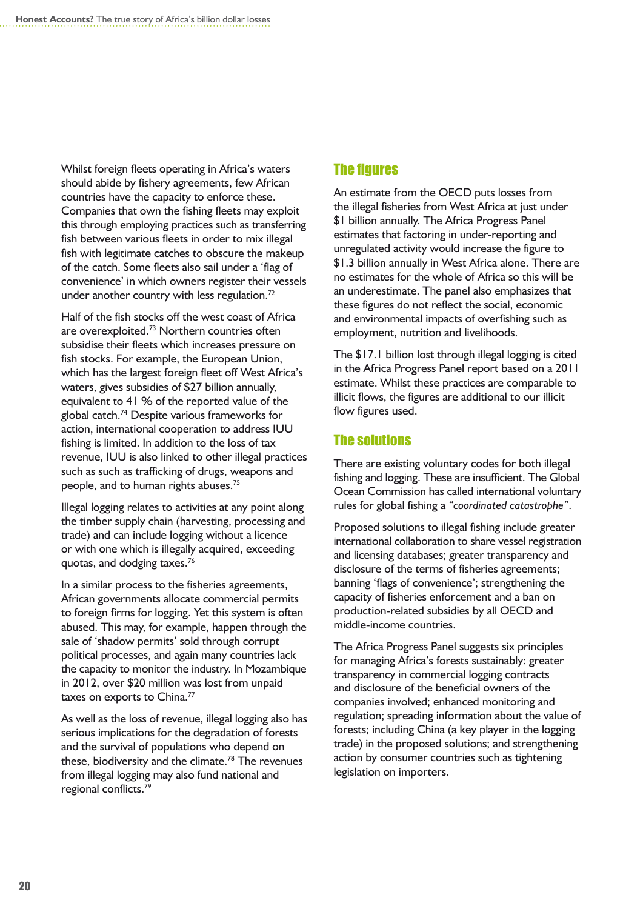Whilst foreign fleets operating in Africa's waters should abide by fishery agreements, few African countries have the capacity to enforce these. Companies that own the fishing fleets may exploit this through employing practices such as transferring fish between various fleets in order to mix illegal fish with legitimate catches to obscure the makeup of the catch. Some fleets also sail under a 'flag of convenience' in which owners register their vessels under another country with less regulation.[72]

Half of the fish stocks off the west coast of Africa are overexploited.[73] Northern countries often subsidise their fleets which increases pressure on fish stocks. For example, the European Union, which has the largest foreign fleet off West Africa's waters, gives subsidies of $27 billion annually, equivalent to 41 % of the reported value of the global catch.[74] Despite various frameworks for action, international cooperation to address IUU fishing is limited. In addition to the loss of tax revenue, IUU is also linked to other illegal practices such as such as trafficking of drugs, weapons and people, and to human rights abuses.[75]

Illegal logging relates to activities at any point along the timber supply chain (harvesting, processing and trade) and can include logging without a licence or with one which is illegally acquired, exceeding quotas, and dodging taxes.[76]

In a similar process to the fisheries agreements, African governments allocate commercial permits to foreign firms for logging. Yet this system is often abused. This may, for example, happen through the sale of 'shadow permits' sold through corrupt political processes, and again many countries lack the capacity to monitor the industry. In Mozambique in 2012, over $20 million was lost from unpaid taxes on exports to China.[77]

As well as the loss of revenue, illegal logging also has serious implications for the degradation of forests and the survival of populations who depend on these, biodiversity and the climate.[78] The revenues from illegal logging may also fund national and regional conflicts.[79]

## The figures

An estimate from the OECD puts losses from the illegal fisheries from West Africa at just under $1 billion annually. The Africa Progress Panel estimates that factoring in under-reporting and unregulated activity would increase the figure to $1.3 billion annually in West Africa alone. There are no estimates for the whole of Africa so this will be an underestimate. The panel also emphasizes that these figures do not reflect the social, economic and environmental impacts of overfishing such as employment, nutrition and livelihoods.

The $17.1 billion lost through illegal logging is cited in the Africa Progress Panel report based on a 2011 estimate. Whilst these practices are comparable to illicit flows, the figures are additional to our illicit flow figures used.

## The solutions

There are existing voluntary codes for both illegal fishing and logging. These are insufficient. The Global Ocean Commission has called international voluntary rules for global fishing a *"coordinated catastrophe"*.

Proposed solutions to illegal fishing include greater international collaboration to share vessel registration and licensing databases; greater transparency and disclosure of the terms of fisheries agreements; banning 'flags of convenience'; strengthening the capacity of fisheries enforcement and a ban on production-related subsidies by all OECD and middle-income countries.

The Africa Progress Panel suggests six principles for managing Africa's forests sustainably: greater transparency in commercial logging contracts and disclosure of the beneficial owners of the companies involved; enhanced monitoring and regulation; spreading information about the value of forests; including China (a key player in the logging trade) in the proposed solutions; and strengthening action by consumer countries such as tightening legislation on importers.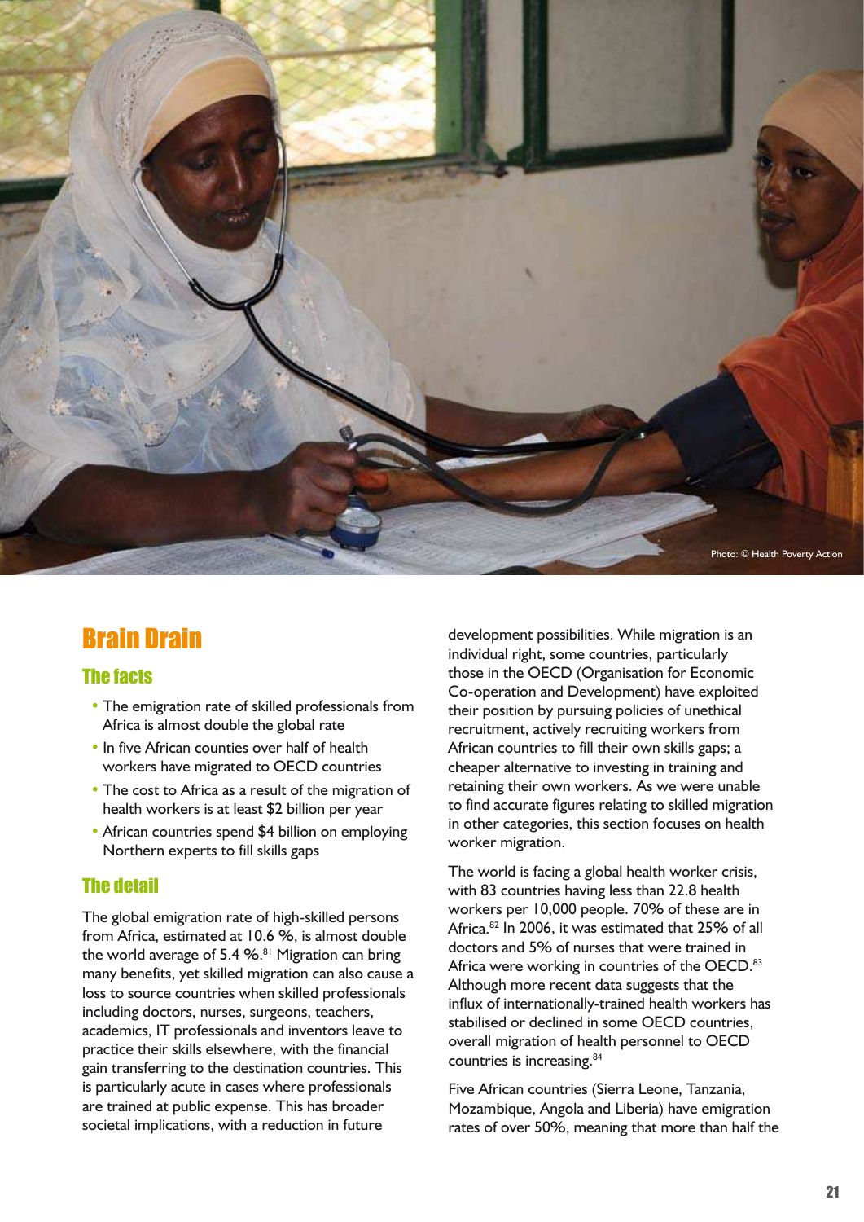Photo: © Health Poverty Action

# Brain Drain

## The facts

- The emigration rate of skilled professionals from Africa is almost double the global rate
- In five African counties over half of health workers have migrated to OECD countries
- The cost to Africa as a result of the migration of health workers is at least $2 billion per year
- African countries spend $4 billion on employing Northern experts to fill skills gaps

## The detail

The global emigration rate of high-skilled persons from Africa, estimated at 10.6 %, is almost double the world average of 5.4 %.[81] Migration can bring many benefits, yet skilled migration can also cause a loss to source countries when skilled professionals including doctors, nurses, surgeons, teachers, academics, IT professionals and inventors leave to practice their skills elsewhere, with the financial gain transferring to the destination countries. This is particularly acute in cases where professionals are trained at public expense. This has broader societal implications, with a reduction in future development possibilities. While migration is an individual right, some countries, particularly those in the OECD (Organisation for Economic Co-operation and Development) have exploited their position by pursuing policies of unethical recruitment, actively recruiting workers from African countries to fill their own skills gaps; a cheaper alternative to investing in training and retaining their own workers. As we were unable to find accurate figures relating to skilled migration in other categories, this section focuses on health worker migration.

The world is facing a global health worker crisis, with 83 countries having less than 22.8 health workers per 10,000 people. 70% of these are in Africa.[82] In 2006, it was estimated that 25% of all doctors and 5% of nurses that were trained in Africa were working in countries of the OECD.[83] Although more recent data suggests that the influx of internationally-trained health workers has stabilised or declined in some OECD countries, overall migration of health personnel to OECD countries is increasing.[84]

Five African countries (Sierra Leone, Tanzania, Mozambique, Angola and Liberia) have emigration rates of over 50%, meaning that more than half the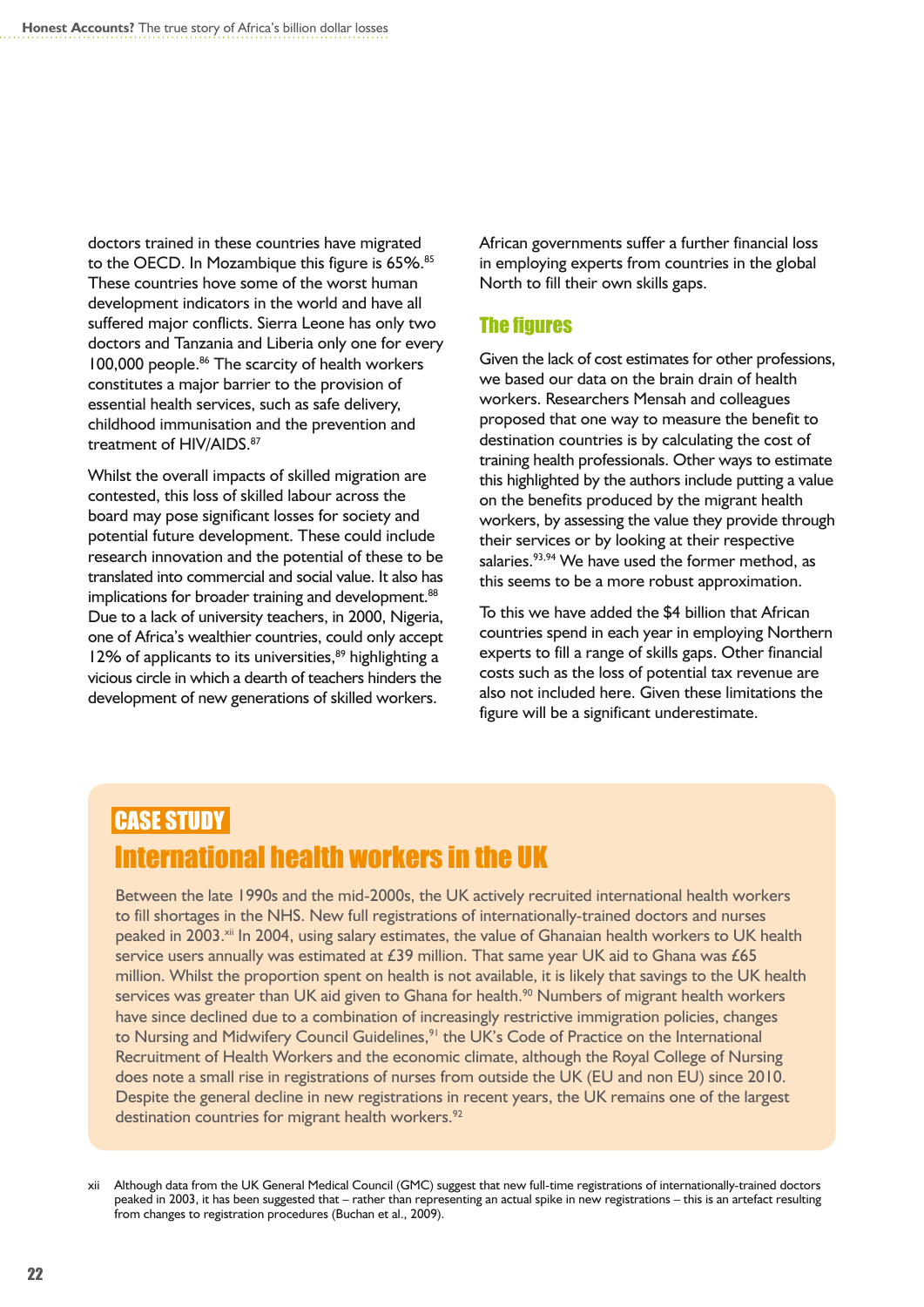doctors trained in these countries have migrated to the OECD. In Mozambique this figure is 65%.[85] These countries hove some of the worst human development indicators in the world and have all suffered major conflicts. Sierra Leone has only two doctors and Tanzania and Liberia only one for every 100,000 people.[86] The scarcity of health workers constitutes a major barrier to the provision of essential health services, such as safe delivery, childhood immunisation and the prevention and treatment of HIV/AIDS.[87]

Whilst the overall impacts of skilled migration are contested, this loss of skilled labour across the board may pose significant losses for society and potential future development. These could include research innovation and the potential of these to be translated into commercial and social value. It also has implications for broader training and development.[88] Due to a lack of university teachers, in 2000, Nigeria, one of Africa's wealthier countries, could only accept 12% of applicants to its universities,[89] highlighting a vicious circle in which a dearth of teachers hinders the development of new generations of skilled workers.

African governments suffer a further financial loss in employing experts from countries in the global North to fill their own skills gaps.

### The figures

Given the lack of cost estimates for other professions, we based our data on the brain drain of health workers. Researchers Mensah and colleagues proposed that one way to measure the benefit to destination countries is by calculating the cost of training health professionals. Other ways to estimate this highlighted by the authors include putting a value on the benefits produced by the migrant health workers, by assessing the value they provide through their services or by looking at their respective salaries.[93,94] We have used the former method, as this seems to be a more robust approximation.

To this we have added the $4 billion that African countries spend in each year in employing Northern experts to fill a range of skills gaps. Other financial costs such as the loss of potential tax revenue are also not included here. Given these limitations the figure will be a significant underestimate.

## CASE STUDY

## International health workers in the UK

Between the late 1990s and the mid-2000s, the UK actively recruited international health workers to fill shortages in the NHS. New full registrations of internationally-trained doctors and nurses peaked in 2003.[xii] In 2004, using salary estimates, the value of Ghanaian health workers to UK health service users annually was estimated at £39 million. That same year UK aid to Ghana was £65 million. Whilst the proportion spent on health is not available, it is likely that savings to the UK health services was greater than UK aid given to Ghana for health.[90] Numbers of migrant health workers have since declined due to a combination of increasingly restrictive immigration policies, changes to Nursing and Midwifery Council Guidelines,[91] the UK's Code of Practice on the International Recruitment of Health Workers and the economic climate, although the Royal College of Nursing does note a small rise in registrations of nurses from outside the UK (EU and non EU) since 2010. Despite the general decline in new registrations in recent years, the UK remains one of the largest destination countries for migrant health workers.[92]

xii Although data from the UK General Medical Council (GMC) suggest that new full-time registrations of internationally-trained doctors peaked in 2003, it has been suggested that – rather than representing an actual spike in new registrations – this is an artefact resulting from changes to registration procedures (Buchan et al., 2009).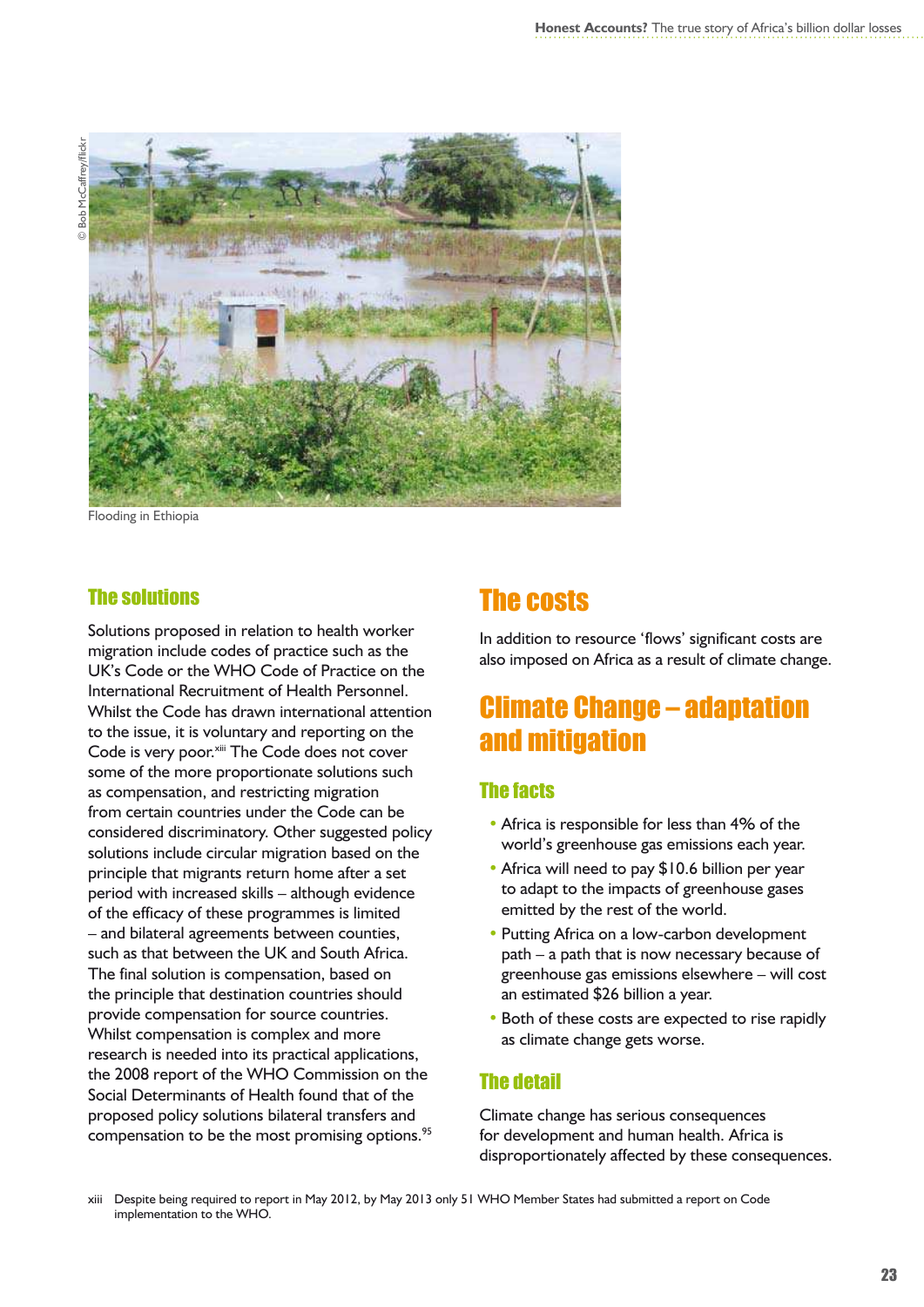Flooding in Ethiopia

### The solutions

Solutions proposed in relation to health worker migration include codes of practice such as the UK's Code or the WHO Code of Practice on the International Recruitment of Health Personnel. Whilst the Code has drawn international attention to the issue, it is voluntary and reporting on the Code is very poor.[xiii] The Code does not cover some of the more proportionate solutions such as compensation, and restricting migration from certain countries under the Code can be considered discriminatory. Other suggested policy solutions include circular migration based on the principle that migrants return home after a set period with increased skills – although evidence of the efficacy of these programmes is limited – and bilateral agreements between counties, such as that between the UK and South Africa. The final solution is compensation, based on the principle that destination countries should provide compensation for source countries. Whilst compensation is complex and more research is needed into its practical applications, the 2008 report of the WHO Commission on the Social Determinants of Health found that of the proposed policy solutions bilateral transfers and compensation to be the most promising options.[95]

## The costs

In addition to resource 'flows' significant costs are also imposed on Africa as a result of climate change.

## Climate Change – adaptation and mitigation

### The facts

- Africa is responsible for less than 4% of the world's greenhouse gas emissions each year.
- Africa will need to pay $10.6 billion per year to adapt to the impacts of greenhouse gases emitted by the rest of the world.
- Putting Africa on a low-carbon development path – a path that is now necessary because of greenhouse gas emissions elsewhere – will cost an estimated $26 billion a year.
- Both of these costs are expected to rise rapidly as climate change gets worse.

### The detail

Climate change has serious consequences for development and human health. Africa is disproportionately affected by these consequences.

xiii Despite being required to report in May 2012, by May 2013 only 51 WHO Member States had submitted a report on Code implementation to the WHO.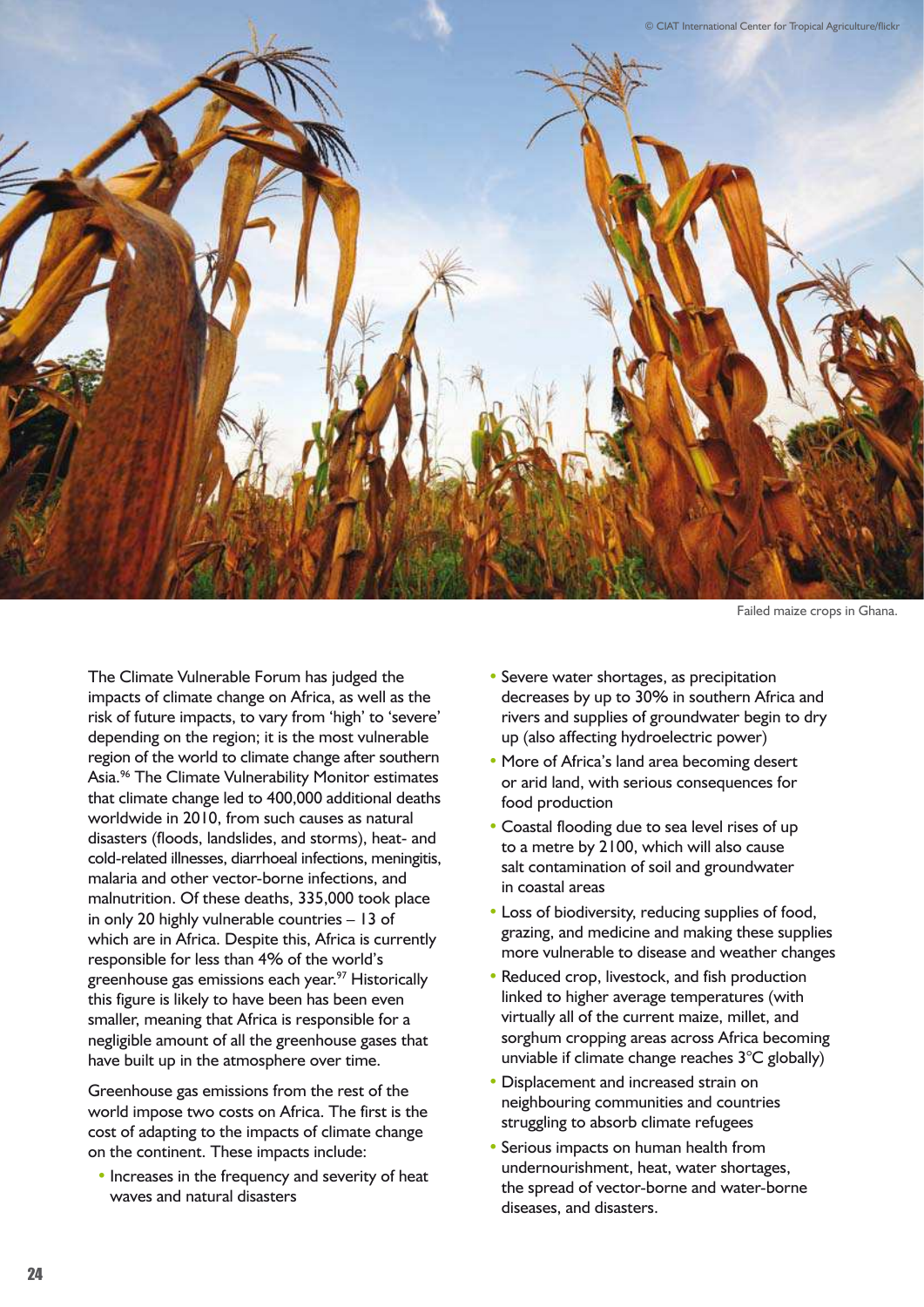© CIAT International Center for Tropical Agriculture/flickr

Failed maize crops in Ghana.

The Climate Vulnerable Forum has judged the impacts of climate change on Africa, as well as the risk of future impacts, to vary from 'high' to 'severe' depending on the region; it is the most vulnerable region of the world to climate change after southern Asia.[96] The Climate Vulnerability Monitor estimates that climate change led to 400,000 additional deaths worldwide in 2010, from such causes as natural disasters (floods, landslides, and storms), heat- and cold-related illnesses, diarrhoeal infections, meningitis, malaria and other vector-borne infections, and malnutrition. Of these deaths, 335,000 took place in only 20 highly vulnerable countries – 13 of which are in Africa. Despite this, Africa is currently responsible for less than 4% of the world's greenhouse gas emissions each year.[97] Historically this figure is likely to have been has been even smaller, meaning that Africa is responsible for a negligible amount of all the greenhouse gases that have built up in the atmosphere over time.

Greenhouse gas emissions from the rest of the world impose two costs on Africa. The first is the cost of adapting to the impacts of climate change on the continent. These impacts include:

- Increases in the frequency and severity of heat waves and natural disasters
- Severe water shortages, as precipitation decreases by up to 30% in southern Africa and rivers and supplies of groundwater begin to dry up (also affecting hydroelectric power)
- More of Africa's land area becoming desert or arid land, with serious consequences for food production
- Coastal flooding due to sea level rises of up to a metre by 2100, which will also cause salt contamination of soil and groundwater in coastal areas
- Loss of biodiversity, reducing supplies of food, grazing, and medicine and making these supplies more vulnerable to disease and weather changes
- Reduced crop, livestock, and fish production linked to higher average temperatures (with virtually all of the current maize, millet, and sorghum cropping areas across Africa becoming unviable if climate change reaches 3°C globally)
- Displacement and increased strain on neighbouring communities and countries struggling to absorb climate refugees
- Serious impacts on human health from undernourishment, heat, water shortages, the spread of vector-borne and water-borne diseases, and disasters.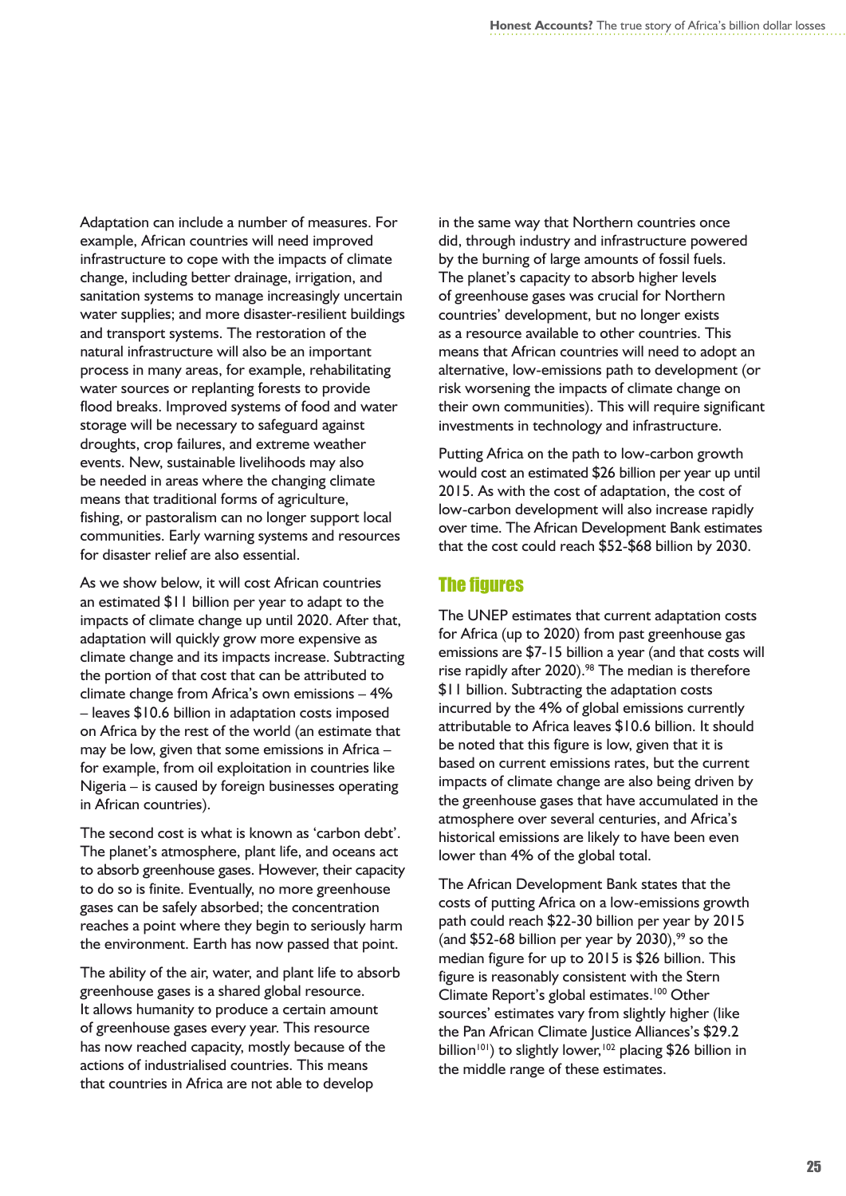Adaptation can include a number of measures. For example, African countries will need improved infrastructure to cope with the impacts of climate change, including better drainage, irrigation, and sanitation systems to manage increasingly uncertain water supplies; and more disaster-resilient buildings and transport systems. The restoration of the natural infrastructure will also be an important process in many areas, for example, rehabilitating water sources or replanting forests to provide flood breaks. Improved systems of food and water storage will be necessary to safeguard against droughts, crop failures, and extreme weather events. New, sustainable livelihoods may also be needed in areas where the changing climate means that traditional forms of agriculture, fishing, or pastoralism can no longer support local communities. Early warning systems and resources for disaster relief are also essential.

As we show below, it will cost African countries an estimated $11 billion per year to adapt to the impacts of climate change up until 2020. After that, adaptation will quickly grow more expensive as climate change and its impacts increase. Subtracting the portion of that cost that can be attributed to climate change from Africa's own emissions – 4% – leaves $10.6 billion in adaptation costs imposed on Africa by the rest of the world (an estimate that may be low, given that some emissions in Africa – for example, from oil exploitation in countries like Nigeria – is caused by foreign businesses operating in African countries).

The second cost is what is known as 'carbon debt'. The planet's atmosphere, plant life, and oceans act to absorb greenhouse gases. However, their capacity to do so is finite. Eventually, no more greenhouse gases can be safely absorbed; the concentration reaches a point where they begin to seriously harm the environment. Earth has now passed that point.

The ability of the air, water, and plant life to absorb greenhouse gases is a shared global resource. It allows humanity to produce a certain amount of greenhouse gases every year. This resource has now reached capacity, mostly because of the actions of industrialised countries. This means that countries in Africa are not able to develop in the same way that Northern countries once did, through industry and infrastructure powered by the burning of large amounts of fossil fuels. The planet's capacity to absorb higher levels of greenhouse gases was crucial for Northern countries' development, but no longer exists as a resource available to other countries. This means that African countries will need to adopt an alternative, low-emissions path to development (or risk worsening the impacts of climate change on their own communities). This will require significant investments in technology and infrastructure.

Putting Africa on the path to low-carbon growth would cost an estimated $26 billion per year up until 2015. As with the cost of adaptation, the cost of low-carbon development will also increase rapidly over time. The African Development Bank estimates that the cost could reach $52-$68 billion by 2030.

## The figures

The UNEP estimates that current adaptation costs for Africa (up to 2020) from past greenhouse gas emissions are $7-15 billion a year (and that costs will rise rapidly after 2020).[98] The median is therefore $11 billion. Subtracting the adaptation costs incurred by the 4% of global emissions currently attributable to Africa leaves $10.6 billion. It should be noted that this figure is low, given that it is based on current emissions rates, but the current impacts of climate change are also being driven by the greenhouse gases that have accumulated in the atmosphere over several centuries, and Africa's historical emissions are likely to have been even lower than 4% of the global total.

The African Development Bank states that the costs of putting Africa on a low-emissions growth path could reach $22-30 billion per year by 2015 (and $52-68 billion per year by 2030),[99] so the median figure for up to 2015 is $26 billion. This figure is reasonably consistent with the Stern Climate Report's global estimates.[100] Other sources' estimates vary from slightly higher (like the Pan African Climate Justice Alliances's $29.2 billion[101]) to slightly lower,[102] placing $26 billion in the middle range of these estimates.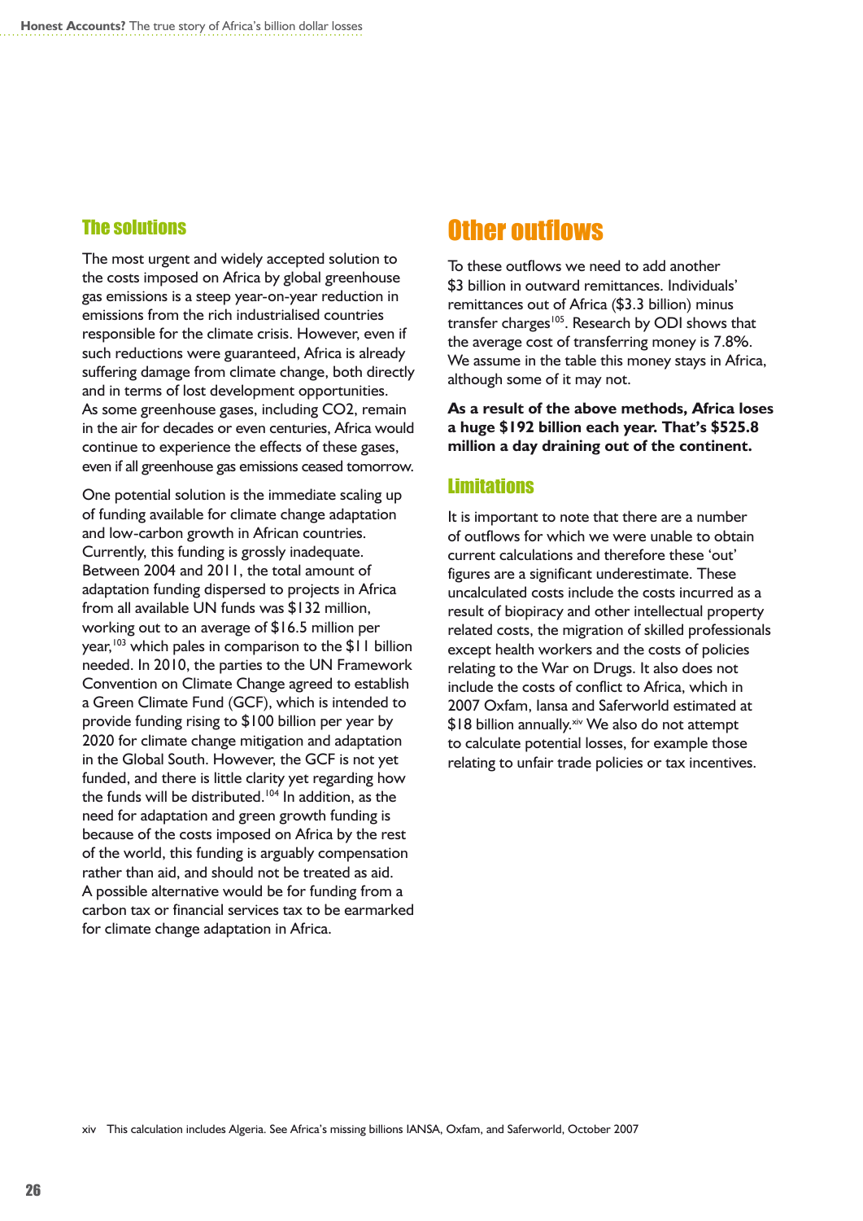## The solutions

The most urgent and widely accepted solution to the costs imposed on Africa by global greenhouse gas emissions is a steep year-on-year reduction in emissions from the rich industrialised countries responsible for the climate crisis. However, even if such reductions were guaranteed, Africa is already suffering damage from climate change, both directly and in terms of lost development opportunities. As some greenhouse gases, including CO2, remain in the air for decades or even centuries, Africa would continue to experience the effects of these gases, even if all greenhouse gas emissions ceased tomorrow.

One potential solution is the immediate scaling up of funding available for climate change adaptation and low-carbon growth in African countries. Currently, this funding is grossly inadequate. Between 2004 and 2011, the total amount of adaptation funding dispersed to projects in Africa from all available UN funds was $132 million, working out to an average of $16.5 million per year,[103] which pales in comparison to the $11 billion needed. In 2010, the parties to the UN Framework Convention on Climate Change agreed to establish a Green Climate Fund (GCF), which is intended to provide funding rising to $100 billion per year by 2020 for climate change mitigation and adaptation in the Global South. However, the GCF is not yet funded, and there is little clarity yet regarding how the funds will be distributed.[104] In addition, as the need for adaptation and green growth funding is because of the costs imposed on Africa by the rest of the world, this funding is arguably compensation rather than aid, and should not be treated as aid. A possible alternative would be for funding from a carbon tax or financial services tax to be earmarked for climate change adaptation in Africa.

# Other outflows

To these outflows we need to add another $3 billion in outward remittances. Individuals' remittances out of Africa ($3.3 billion) minus transfer charges[105]. Research by ODI shows that the average cost of transferring money is 7.8%. We assume in the table this money stays in Africa, although some of it may not.

**As a result of the above methods, Africa loses a huge $192 billion each year. That's $525.8 million a day draining out of the continent.**

## Limitations

It is important to note that there are a number of outflows for which we were unable to obtain current calculations and therefore these 'out' figures are a significant underestimate. These uncalculated costs include the costs incurred as a result of biopiracy and other intellectual property related costs, the migration of skilled professionals except health workers and the costs of policies relating to the War on Drugs. It also does not include the costs of conflict to Africa, which in 2007 Oxfam, Iansa and Saferworld estimated at $18 billion annually.[xiv] We also do not attempt to calculate potential losses, for example those relating to unfair trade policies or tax incentives.

xiv This calculation includes Algeria. See Africa's missing billions IANSA, Oxfam, and Saferworld, October 2007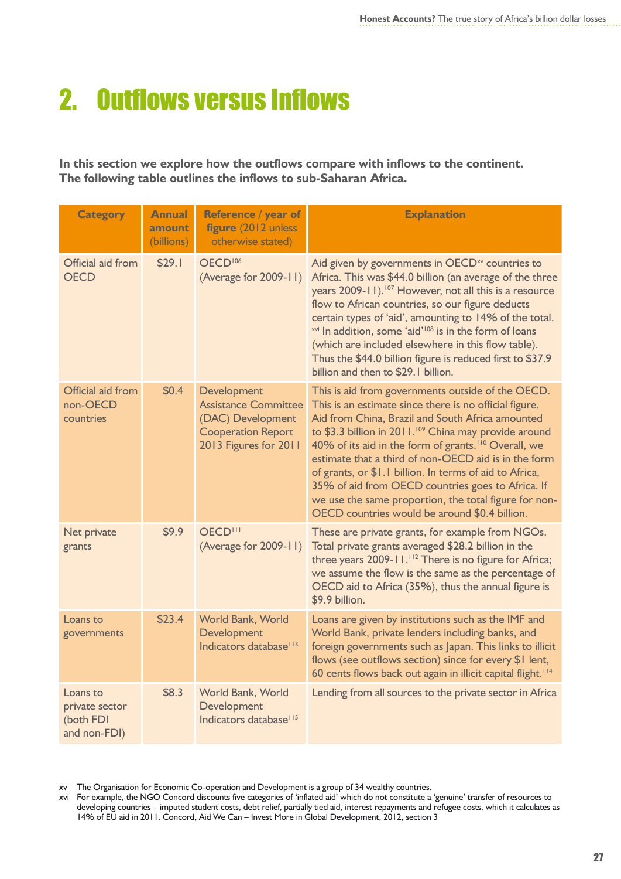# 2. Outflows versus Inflows

**In this section we explore how the outflows compare with inflows to the continent. The following table outlines the inflows to sub-Saharan Africa.**

| Category | Annual amount (billions) | Reference / year of figure (2012 unless otherwise stated) | Explanation |
|---|---|---|---|
| Official aid from OECD | $29.1 | OECD[106] (Average for 2009-11) | Aid given by governments in OECD[xv] countries to Africa. This was $44.0 billion (an average of the three years 2009-11).[107] However, not all this is a resource flow to African countries, so our figure deducts certain types of 'aid', amounting to 14% of the total.[xvi] In addition, some 'aid'[108] is in the form of loans (which are included elsewhere in this flow table). Thus the $44.0 billion figure is reduced first to $37.9 billion and then to $29.1 billion. |
| Official aid from non-OECD countries | $0.4 | Development Assistance Committee (DAC) Development Cooperation Report 2013 Figures for 2011 | This is aid from governments outside of the OECD. This is an estimate since there is no official figure. Aid from China, Brazil and South Africa amounted to $3.3 billion in 2011.[109] China may provide around 40% of its aid in the form of grants.[110] Overall, we estimate that a third of non-OECD aid is in the form of grants, or $1.1 billion. In terms of aid to Africa, 35% of aid from OECD countries goes to Africa. If we use the same proportion, the total figure for non-OECD countries would be around $0.4 billion. |
| Net private grants | $9.9 | OECD[111] (Average for 2009-11) | These are private grants, for example from NGOs. Total private grants averaged $28.2 billion in the three years 2009-11.[112] There is no figure for Africa; we assume the flow is the same as the percentage of OECD aid to Africa (35%), thus the annual figure is $9.9 billion. |
| Loans to governments | $23.4 | World Bank, World Development Indicators database[113] | Loans are given by institutions such as the IMF and World Bank, private lenders including banks, and foreign governments such as Japan. This links to illicit flows (see outflows section) since for every $1 lent, 60 cents flows back out again in illicit capital flight.[114] |
| Loans to private sector (both FDI and non-FDI) | $8.3 | World Bank, World Development Indicators database[115] | Lending from all sources to the private sector in Africa |

xv The Organisation for Economic Co-operation and Development is a group of 34 wealthy countries.

xvi For example, the NGO Concord discounts five categories of 'inflated aid' which do not constitute a 'genuine' transfer of resources to developing countries – imputed student costs, debt relief, partially tied aid, interest repayments and refugee costs, which it calculates as 14% of EU aid in 2011. Concord, Aid We Can – Invest More in Global Development, 2012, section 3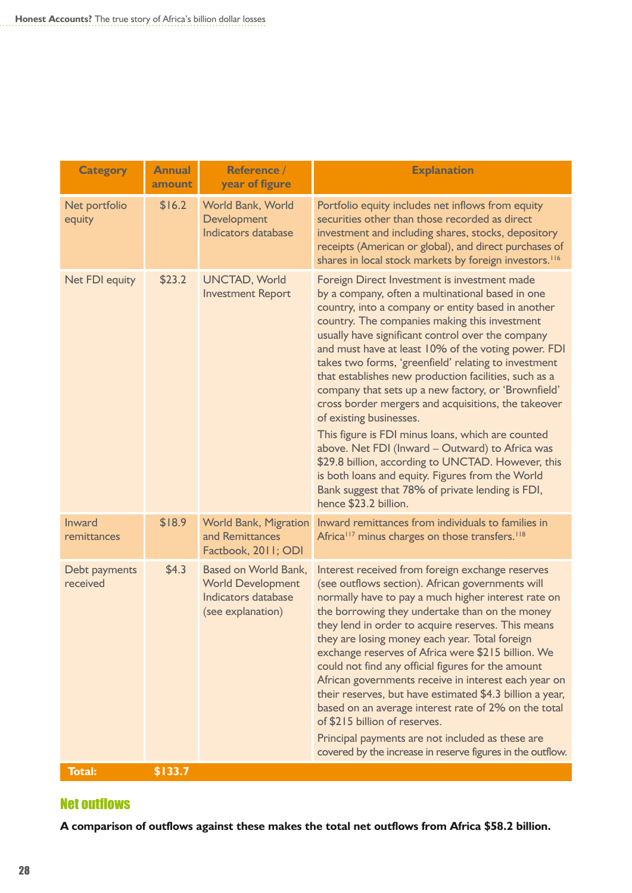| Category | Annual amount | Reference / year of figure | Explanation |
|---|---|---|---|
| Net portfolio equity | $16.2 | World Bank, World Development Indicators database | Portfolio equity includes net inflows from equity securities other than those recorded as direct investment and including shares, stocks, depository receipts (American or global), and direct purchases of shares in local stock markets by foreign investors.[116] |
| Net FDI equity | $23.2 | UNCTAD, World Investment Report | Foreign Direct Investment is investment made by a company, often a multinational based in one country, into a company or entity based in another country. The companies making this investment usually have significant control over the company and must have at least 10% of the voting power. FDI takes two forms, 'greenfield' relating to investment that establishes new production facilities, such as a company that sets up a new factory, or 'Brownfield' cross border mergers and acquisitions, the takeover of existing businesses. This figure is FDI minus loans, which are counted above. Net FDI (Inward – Outward) to Africa was $29.8 billion, according to UNCTAD. However, this is both loans and equity. Figures from the World Bank suggest that 78% of private lending is FDI, hence $23.2 billion. |
| Inward remittances | $18.9 | World Bank, Migration and Remittances Factbook, 2011; ODI | Inward remittances from individuals to families in Africa[117] minus charges on those transfers.[118] |
| Debt payments received | $4.3 | Based on World Bank, World Development Indicators database (see explanation) | Interest received from foreign exchange reserves (see outflows section). African governments will normally have to pay a much higher interest rate on the borrowing they undertake than on the money they lend in order to acquire reserves. This means they are losing money each year. Total foreign exchange reserves of Africa were $215 billion. We could not find any official figures for the amount African governments receive in interest each year on their reserves, but have estimated $4.3 billion a year, based on an average interest rate of 2% on the total of $215 billion of reserves. Principal payments are not included as these are covered by the increase in reserve figures in the outflow. |
| **Total:** | **$133.7** | | |

## Net outflows

**A comparison of outflows against these makes the total net outflows from Africa $58.2 billion.**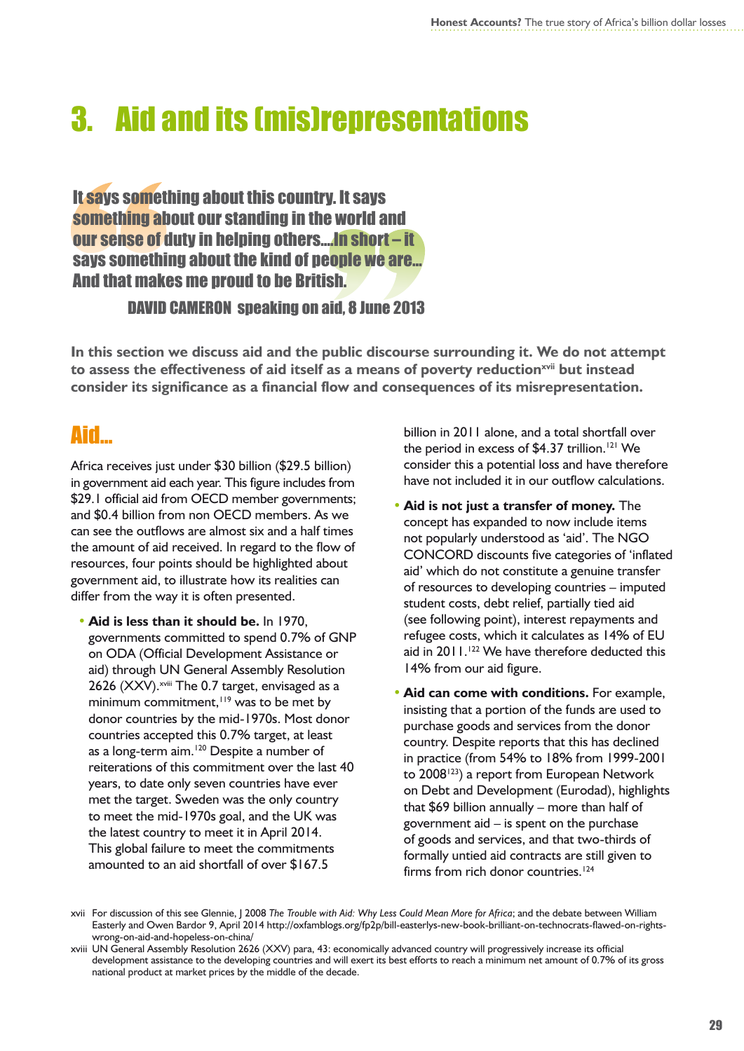# 3. Aid and its (mis)representations

> It says something about this country. It says something about our standing in the world and our sense of duty in helping others...In short – it says something about the kind of people we are... And that makes me proud to be British.
>
> DAVID CAMERON speaking on aid, 8 June 2013

**In this section we discuss aid and the public discourse surrounding it. We do not attempt to assess the effectiveness of aid itself as a means of poverty reduction[xvii] but instead consider its significance as a financial flow and consequences of its misrepresentation.**

## Aid...

Africa receives just under $30 billion ($29.5 billion) in government aid each year. This figure includes from $29.1 official aid from OECD member governments; and $0.4 billion from non OECD members. As we can see the outflows are almost six and a half times the amount of aid received. In regard to the flow of resources, four points should be highlighted about government aid, to illustrate how its realities can differ from the way it is often presented.

- **Aid is less than it should be.** In 1970, governments committed to spend 0.7% of GNP on ODA (Official Development Assistance or aid) through UN General Assembly Resolution 2626 (XXV).[xviii] The 0.7 target, envisaged as a minimum commitment,[119] was to be met by donor countries by the mid-1970s. Most donor countries accepted this 0.7% target, at least as a long-term aim.[120] Despite a number of reiterations of this commitment over the last 40 years, to date only seven countries have ever met the target. Sweden was the only country to meet the mid-1970s goal, and the UK was the latest country to meet it in April 2014. This global failure to meet the commitments amounted to an aid shortfall of over $167.5 billion in 2011 alone, and a total shortfall over the period in excess of $4.37 trillion.[121] We consider this a potential loss and have therefore have not included it in our outflow calculations.
- **Aid is not just a transfer of money.** The concept has expanded to now include items not popularly understood as 'aid'. The NGO CONCORD discounts five categories of 'inflated aid' which do not constitute a genuine transfer of resources to developing countries – imputed student costs, debt relief, partially tied aid (see following point), interest repayments and refugee costs, which it calculates as 14% of EU aid in 2011.[122] We have therefore deducted this 14% from our aid figure.
- **Aid can come with conditions.** For example, insisting that a portion of the funds are used to purchase goods and services from the donor country. Despite reports that this has declined in practice (from 54% to 18% from 1999-2001 to 2008[123]) a report from European Network on Debt and Development (Eurodad), highlights that $69 billion annually – more than half of government aid – is spent on the purchase of goods and services, and that two-thirds of formally untied aid contracts are still given to firms from rich donor countries.[124]

---

xvii For discussion of this see Glennie, J 2008 *The Trouble with Aid: Why Less Could Mean More for Africa*; and the debate between William Easterly and Owen Bardor 9, April 2014 http://oxfamblogs.org/fp2p/bill-easterlys-new-book-brilliant-on-technocrats-flawed-on-rights-wrong-on-aid-and-hopeless-on-china/

xviii UN General Assembly Resolution 2626 (XXV) para, 43: economically advanced country will progressively increase its official development assistance to the developing countries and will exert its best efforts to reach a minimum net amount of 0.7% of its gross national product at market prices by the middle of the decade.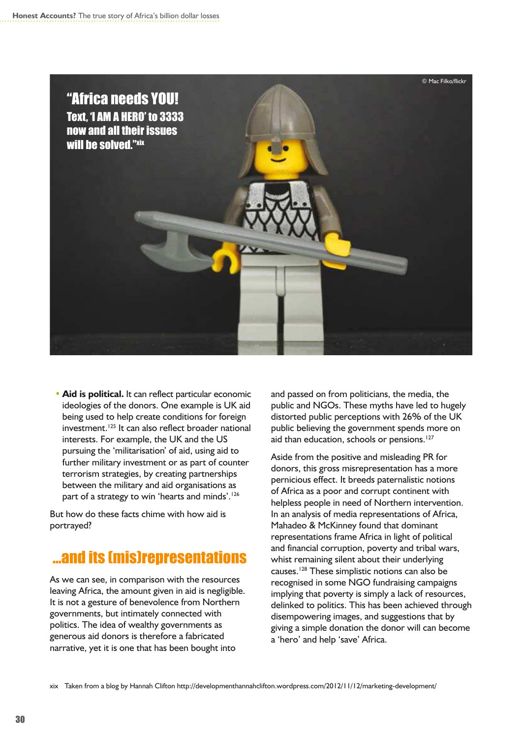"Africa needs YOU! Text, 'I AM A HERO' to 3333 now and all their issues will be solved."[xix]

© Mac Filko/flickr

- **Aid is political.** It can reflect particular economic ideologies of the donors. One example is UK aid being used to help create conditions for foreign investment.[125] It can also reflect broader national interests. For example, the UK and the US pursuing the 'militarisation' of aid, using aid to further military investment or as part of counter terrorism strategies, by creating partnerships between the military and aid organisations as part of a strategy to win 'hearts and minds'.[126]

But how do these facts chime with how aid is portrayed?

## ...and its (mis)representations

As we can see, in comparison with the resources leaving Africa, the amount given in aid is negligible. It is not a gesture of benevolence from Northern governments, but intimately connected with politics. The idea of wealthy governments as generous aid donors is therefore a fabricated narrative, yet it is one that has been bought into and passed on from politicians, the media, the public and NGOs. These myths have led to hugely distorted public perceptions with 26% of the UK public believing the government spends more on aid than education, schools or pensions.[127]

Aside from the positive and misleading PR for donors, this gross misrepresentation has a more pernicious effect. It breeds paternalistic notions of Africa as a poor and corrupt continent with helpless people in need of Northern intervention. In an analysis of media representations of Africa, Mahadeo & McKinney found that dominant representations frame Africa in light of political and financial corruption, poverty and tribal wars, whist remaining silent about their underlying causes.[128] These simplistic notions can also be recognised in some NGO fundraising campaigns implying that poverty is simply a lack of resources, delinked to politics. This has been achieved through disempowering images, and suggestions that by giving a simple donation the donor will can become a 'hero' and help 'save' Africa.

xix Taken from a blog by Hannah Clifton http://developmenthannahclifton.wordpress.com/2012/11/12/marketing-development/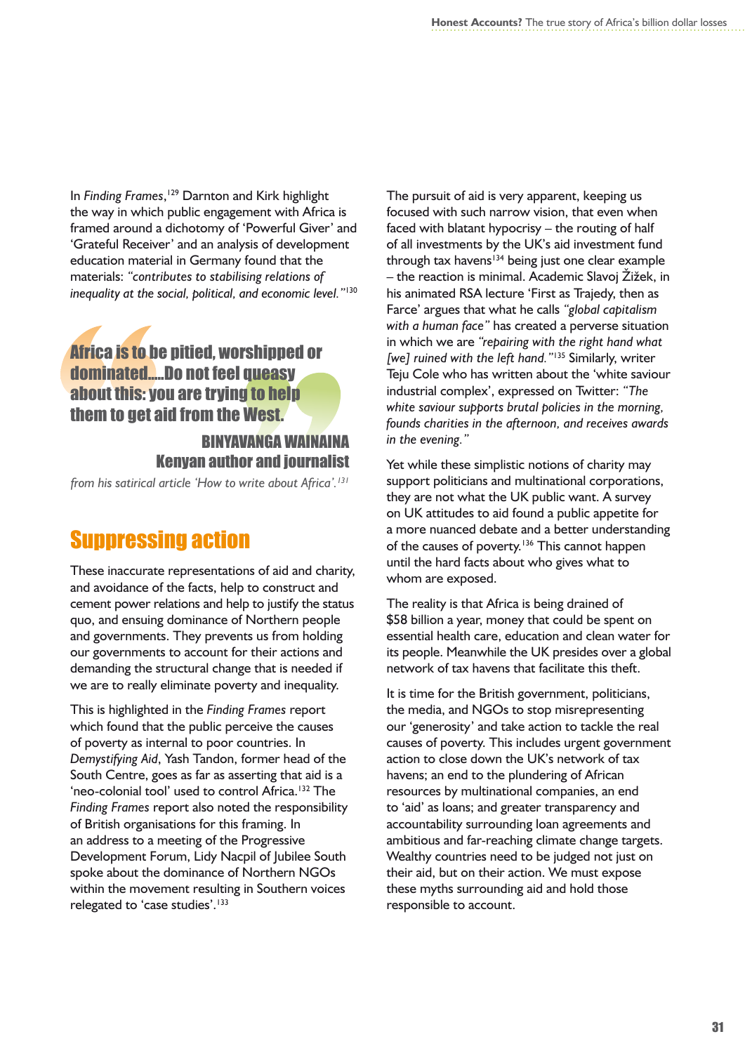In *Finding Frames*,[129] Darnton and Kirk highlight the way in which public engagement with Africa is framed around a dichotomy of 'Powerful Giver' and 'Grateful Receiver' and an analysis of development education material in Germany found that the materials: *"contributes to stabilising relations of inequality at the social, political, and economic level."*[130]

> **Africa is to be pitied, worshipped or dominated.....Do not feel queasy about this: you are trying to help them to get aid from the West.**
>
> **BINYAVANGA WAINAINA**
> **Kenyan author and journalist**
>
> *from his satirical article 'How to write about Africa'.*[131]

## Suppressing action

These inaccurate representations of aid and charity, and avoidance of the facts, help to construct and cement power relations and help to justify the status quo, and ensuing dominance of Northern people and governments. They prevents us from holding our governments to account for their actions and demanding the structural change that is needed if we are to really eliminate poverty and inequality.

This is highlighted in the *Finding Frames* report which found that the public perceive the causes of poverty as internal to poor countries. In *Demystifying Aid*, Yash Tandon, former head of the South Centre, goes as far as asserting that aid is a 'neo-colonial tool' used to control Africa.[132] The *Finding Frames* report also noted the responsibility of British organisations for this framing. In an address to a meeting of the Progressive Development Forum, Lidy Nacpil of Jubilee South spoke about the dominance of Northern NGOs within the movement resulting in Southern voices relegated to 'case studies'.[133]

The pursuit of aid is very apparent, keeping us focused with such narrow vision, that even when faced with blatant hypocrisy – the routing of half of all investments by the UK's aid investment fund through tax havens[134] being just one clear example – the reaction is minimal. Academic Slavoj Žižek, in his animated RSA lecture 'First as Trajedy, then as Farce' argues that what he calls *"global capitalism with a human face"* has created a perverse situation in which we are *"repairing with the right hand what [we] ruined with the left hand."*[135] Similarly, writer Teju Cole who has written about the 'white saviour industrial complex', expressed on Twitter: *"The white saviour supports brutal policies in the morning, founds charities in the afternoon, and receives awards in the evening."*

Yet while these simplistic notions of charity may support politicians and multinational corporations, they are not what the UK public want. A survey on UK attitudes to aid found a public appetite for a more nuanced debate and a better understanding of the causes of poverty.[136] This cannot happen until the hard facts about who gives what to whom are exposed.

The reality is that Africa is being drained of $58 billion a year, money that could be spent on essential health care, education and clean water for its people. Meanwhile the UK presides over a global network of tax havens that facilitate this theft.

It is time for the British government, politicians, the media, and NGOs to stop misrepresenting our 'generosity' and take action to tackle the real causes of poverty. This includes urgent government action to close down the UK's network of tax havens; an end to the plundering of African resources by multinational companies, an end to 'aid' as loans; and greater transparency and accountability surrounding loan agreements and ambitious and far-reaching climate change targets. Wealthy countries need to be judged not just on their aid, but on their action. We must expose these myths surrounding aid and hold those responsible to account.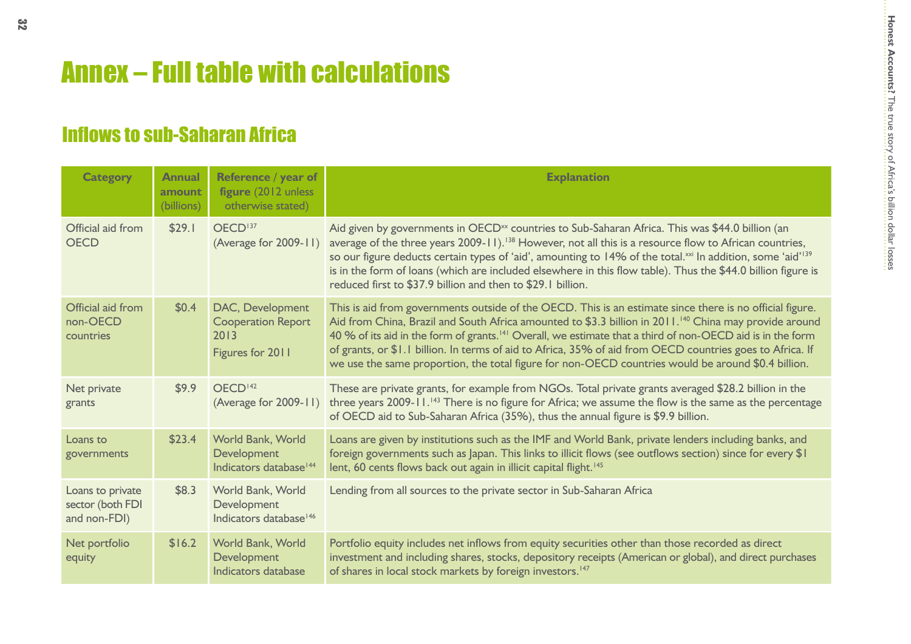# Annex – Full table with calculations

## Inflows to sub-Saharan Africa

| Category | Annual amount (billions) | Reference / year of figure (2012 unless otherwise stated) | Explanation |
|---|---|---|---|
| Official aid from OECD | $29.1 | OECD[137] (Average for 2009-11) | Aid given by governments in OECD[xx] countries to Sub-Saharan Africa. This was $44.0 billion (an average of the three years 2009-11).[138] However, not all this is a resource flow to African countries, so our figure deducts certain types of 'aid', amounting to 14% of the total.[xxi] In addition, some 'aid'[139] is in the form of loans (which are included elsewhere in this flow table). Thus the $44.0 billion figure is reduced first to $37.9 billion and then to $29.1 billion. |
| Official aid from non-OECD countries | $0.4 | DAC, Development Cooperation Report 2013 Figures for 2011 | This is aid from governments outside of the OECD. This is an estimate since there is no official figure. Aid from China, Brazil and South Africa amounted to $3.3 billion in 2011.[140] China may provide around 40 % of its aid in the form of grants.[141] Overall, we estimate that a third of non-OECD aid is in the form of grants, or $1.1 billion. In terms of aid to Africa, 35% of aid from OECD countries goes to Africa. If we use the same proportion, the total figure for non-OECD countries would be around $0.4 billion. |
| Net private grants | $9.9 | OECD[142] (Average for 2009-11) | These are private grants, for example from NGOs. Total private grants averaged $28.2 billion in the three years 2009-11.[143] There is no figure for Africa; we assume the flow is the same as the percentage of OECD aid to Sub-Saharan Africa (35%), thus the annual figure is $9.9 billion. |
| Loans to governments | $23.4 | World Bank, World Development Indicators database[144] | Loans are given by institutions such as the IMF and World Bank, private lenders including banks, and foreign governments such as Japan. This links to illicit flows (see outflows section) since for every $1 lent, 60 cents flows back out again in illicit capital flight.[145] |
| Loans to private sector (both FDI and non-FDI) | $8.3 | World Bank, World Development Indicators database[146] | Lending from all sources to the private sector in Sub-Saharan Africa |
| Net portfolio equity | $16.2 | World Bank, World Development Indicators database | Portfolio equity includes net inflows from equity securities other than those recorded as direct investment and including shares, stocks, depository receipts (American or global), and direct purchases of shares in local stock markets by foreign investors.[147] |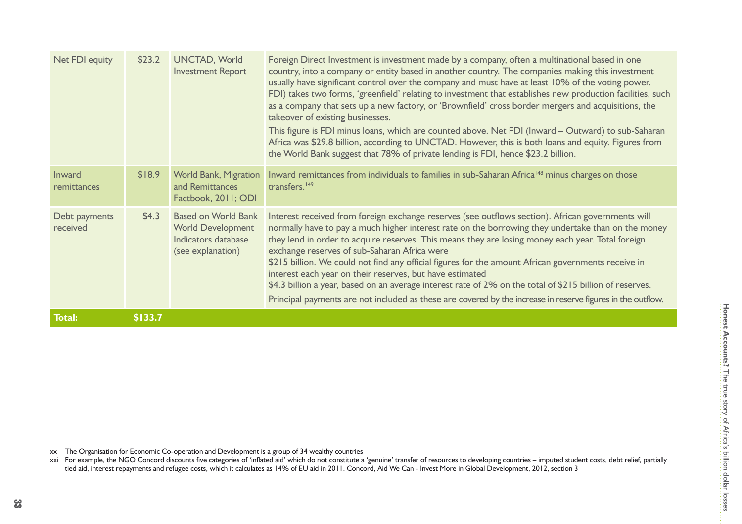| Net FDI equity | \$23.2 | UNCTAD, World Investment Report | Foreign Direct Investment is investment made by a company, often a multinational based in one country, into a company or entity based in another country. The companies making this investment usually have significant control over the company and must have at least 10% of the voting power. FDI) takes two forms, 'greenfield' relating to investment that establishes new production facilities, such as a company that sets up a new factory, or 'Brownfield' cross border mergers and acquisitions, the takeover of existing businesses.<br>This figure is FDI minus loans, which are counted above. Net FDI (Inward – Outward) to sub-Saharan Africa was \$29.8 billion, according to UNCTAD. However, this is both loans and equity. Figures from the World Bank suggest that 78% of private lending is FDI, hence \$23.2 billion. |
|---|---|---|---|
| Inward remittances | \$18.9 | World Bank, Migration and Remittances Factbook, 2011; ODI | Inward remittances from individuals to families in sub-Saharan Africa[148] minus charges on those transfers.[149] |
| Debt payments received | \$4.3 | Based on World Bank World Development Indicators database (see explanation) | Interest received from foreign exchange reserves (see outflows section). African governments will normally have to pay a much higher interest rate on the borrowing they undertake than on the money they lend in order to acquire reserves. This means they are losing money each year. Total foreign exchange reserves of sub-Saharan Africa were \$215 billion. We could not find any official figures for the amount African governments receive in interest each year on their reserves, but have estimated \$4.3 billion a year, based on an average interest rate of 2% on the total of \$215 billion of reserves.<br>Principal payments are not included as these are covered by the increase in reserve figures in the outflow. |
| **Total:** | **\$133.7** | | |

xx The Organisation for Economic Co-operation and Development is a group of 34 wealthy countries

xxi For example, the NGO Concord discounts five categories of 'inflated aid' which do not constitute a 'genuine' transfer of resources to developing countries – imputed student costs, debt relief, partially tied aid, interest repayments and refugee costs, which it calculates as 14% of EU aid in 2011. Concord, Aid We Can - Invest More in Global Development, 2012, section 3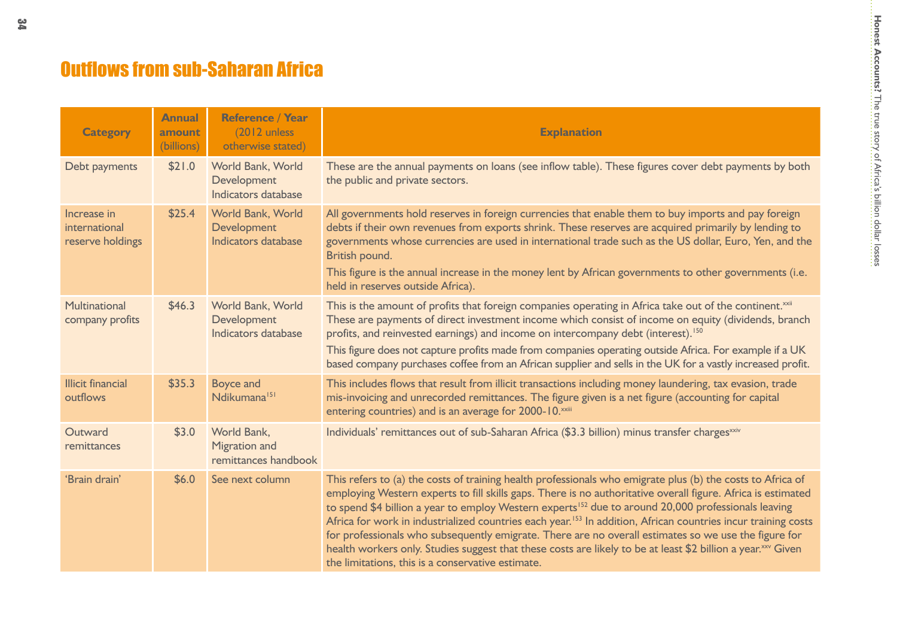# Outflows from sub-Saharan Africa

| Category | Annual amount (billions) | Reference / Year (2012 unless otherwise stated) | Explanation |
|---|---|---|---|
| Debt payments | $21.0 | World Bank, World Development Indicators database | These are the annual payments on loans (see inflow table). These figures cover debt payments by both the public and private sectors. |
| Increase in international reserve holdings | $25.4 | World Bank, World Development Indicators database | All governments hold reserves in foreign currencies that enable them to buy imports and pay foreign debts if their own revenues from exports shrink. These reserves are acquired primarily by lending to governments whose currencies are used in international trade such as the US dollar, Euro, Yen, and the British pound. This figure is the annual increase in the money lent by African governments to other governments (i.e. held in reserves outside Africa). |
| Multinational company profits | $46.3 | World Bank, World Development Indicators database | This is the amount of profits that foreign companies operating in Africa take out of the continent.[xxii] These are payments of direct investment income which consist of income on equity (dividends, branch profits, and reinvested earnings) and income on intercompany debt (interest).[150] This figure does not capture profits made from companies operating outside Africa. For example if a UK based company purchases coffee from an African supplier and sells in the UK for a vastly increased profit. |
| Illicit financial outflows | $35.3 | Boyce and Ndikumana[151] | This includes flows that result from illicit transactions including money laundering, tax evasion, trade mis-invoicing and unrecorded remittances. The figure given is a net figure (accounting for capital entering countries) and is an average for 2000-10.[xxiii] |
| Outward remittances | $3.0 | World Bank, Migration and remittances handbook | Individuals' remittances out of sub-Saharan Africa ($3.3 billion) minus transfer charges[xxiv] |
| 'Brain drain' | $6.0 | See next column | This refers to (a) the costs of training health professionals who emigrate plus (b) the costs to Africa of employing Western experts to fill skills gaps. There is no authoritative overall figure. Africa is estimated to spend $4 billion a year to employ Western experts[152] due to around 20,000 professionals leaving Africa for work in industrialized countries each year.[153] In addition, African countries incur training costs for professionals who subsequently emigrate. There are no overall estimates so we use the figure for health workers only. Studies suggest that these costs are likely to be at least $2 billion a year.[xxv] Given the limitations, this is a conservative estimate. |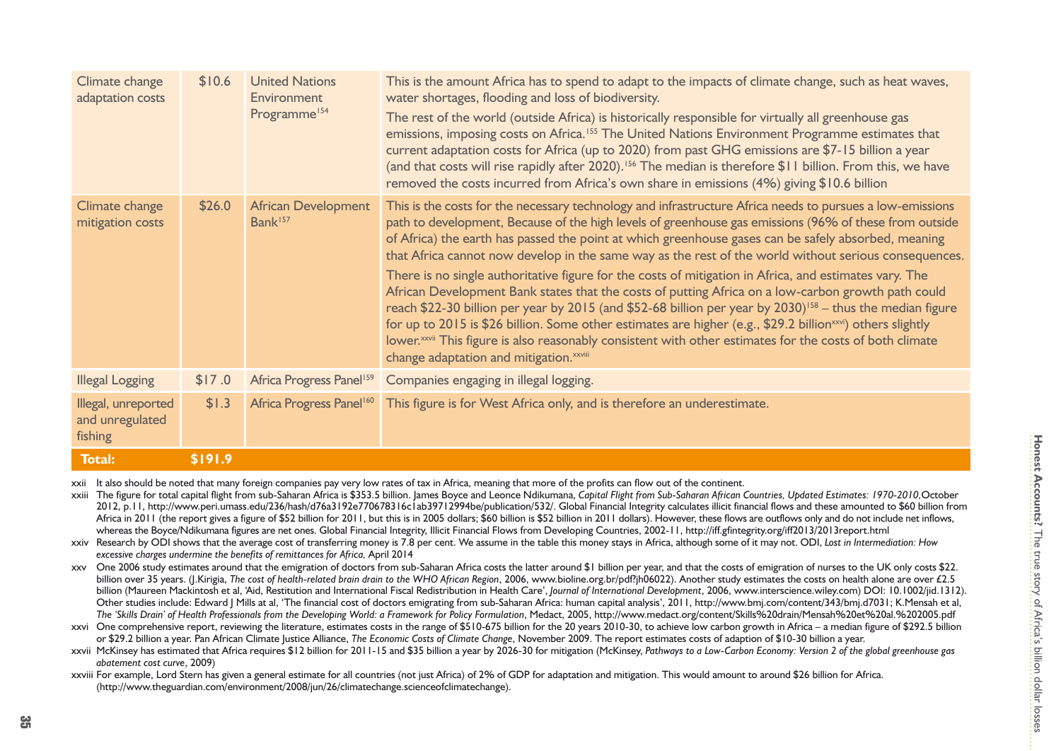| | | | |
|---|---|---|---|
| Climate change adaptation costs | $10.6 | United Nations Environment Programme[154] | This is the amount Africa has to spend to adapt to the impacts of climate change, such as heat waves, water shortages, flooding and loss of biodiversity.<br><br>The rest of the world (outside Africa) is historically responsible for virtually all greenhouse gas emissions, imposing costs on Africa.[155] The United Nations Environment Programme estimates that current adaptation costs for Africa (up to 2020) from past GHG emissions are $7-15 billion a year (and that costs will rise rapidly after 2020).[156] The median is therefore $11 billion. From this, we have removed the costs incurred from Africa's own share in emissions (4%) giving $10.6 billion |
| Climate change mitigation costs | $26.0 | African Development Bank[157] | This is the costs for the necessary technology and infrastructure Africa needs to pursues a low-emissions path to development, Because of the high levels of greenhouse gas emissions (96% of these from outside of Africa) the earth has passed the point at which greenhouse gases can be safely absorbed, meaning that Africa cannot now develop in the same way as the rest of the world without serious consequences.<br><br>There is no single authoritative figure for the costs of mitigation in Africa, and estimates vary. The African Development Bank states that the costs of putting Africa on a low-carbon growth path could reach $22-30 billion per year by 2015 (and $52-68 billion per year by 2030)[158] – thus the median figure for up to 2015 is $26 billion. Some other estimates are higher (e.g., $29.2 billion[xxvi]) others slightly lower.[xxvii] This figure is also reasonably consistent with other estimates for the costs of both climate change adaptation and mitigation.[xxviii] |
| Illegal Logging | $17 .0 | Africa Progress Panel[159] | Companies engaging in illegal logging. |
| Illegal, unreported and unregulated fishing | $1.3 | Africa Progress Panel[160] | This figure is for West Africa only, and is therefore an underestimate. |
| **Total:** | **$191.9** | | |

xxii It also should be noted that many foreign companies pay very low rates of tax in Africa, meaning that more of the profits can flow out of the continent.

xxiii The figure for total capital flight from sub-Saharan Africa is $353.5 billion. James Boyce and Leonce Ndikumana, *Capital Flight from Sub-Saharan African Countries, Updated Estimates: 1970-2010*, October 2012, p.11, http://www.peri.umass.edu/236/hash/d76a3192e770678316c1ab39712994be/publication/532/. Global Financial Integrity calculates illicit financial flows and these amounted to $60 billion from Africa in 2011 (the report gives a figure of $52 billion for 2011, but this is in 2005 dollars; $60 billion is $52 billion in 2011 dollars). However, these flows are outflows only and do not include net inflows, whereas the Boyce/Ndikumana figures are net ones. Global Financial Integrity, Illicit Financial Flows from Developing Countries, 2002-11, http://iff.gfintegrity.org/iff2013/2013report.html

xxiv Research by ODI shows that the average cost of transferring money is 7.8 per cent. We assume in the table this money stays in Africa, although some of it may not. ODI, *Lost in Intermediation: How excessive charges undermine the benefits of remittances for Africa,* April 2014

xxv One 2006 study estimates around that the emigration of doctors from sub-Saharan Africa costs the latter around $1 billion per year, and that the costs of emigration of nurses to the UK only costs $22. billion over 35 years. (J.Kirigia, *The cost of health-related brain drain to the WHO African Region*, 2006, www.bioline.org.br/pdf?jh06022). Another study estimates the costs on health alone are over £2.5 billion (Maureen Mackintosh et al, 'Aid, Restitution and International Fiscal Redistribution in Health Care', *Journal of International Development*, 2006, www.interscience.wiley.com) DOI: 10.1002/jid.1312). Other studies include: Edward J Mills at al, 'The financial cost of doctors emigrating from sub-Saharan Africa: human capital analysis', 2011, http://www.bmj.com/content/343/bmj.d7031; K.Mensah et al, *The 'Skills Drain' of Health Professionals from the Developing World: a Framework for Policy Formulation*, Medact, 2005, http://www.medact.org/content/Skills%20drain/Mensah%20et%20al.%202005.pdf

xxvi One comprehensive report, reviewing the literature, estimates costs in the range of $510-675 billion for the 20 years 2010-30, to achieve low carbon growth in Africa – a median figure of $292.5 billion or $29.2 billion a year. Pan African Climate Justice Alliance, *The Economic Costs of Climate Change*, November 2009. The report estimates costs of adaption of $10-30 billion a year.

xxvii McKinsey has estimated that Africa requires $12 billion for 2011-15 and $35 billion a year by 2026-30 for mitigation (McKinsey, *Pathways to a Low-Carbon Economy: Version 2 of the global greenhouse gas abatement cost curve*, 2009)

xxviii For example, Lord Stern has given a general estimate for all countries (not just Africa) of 2% of GDP for adaptation and mitigation. This would amount to around $26 billion for Africa. (http://www.theguardian.com/environment/2008/jun/26/climatechange.scienceofclimatechange).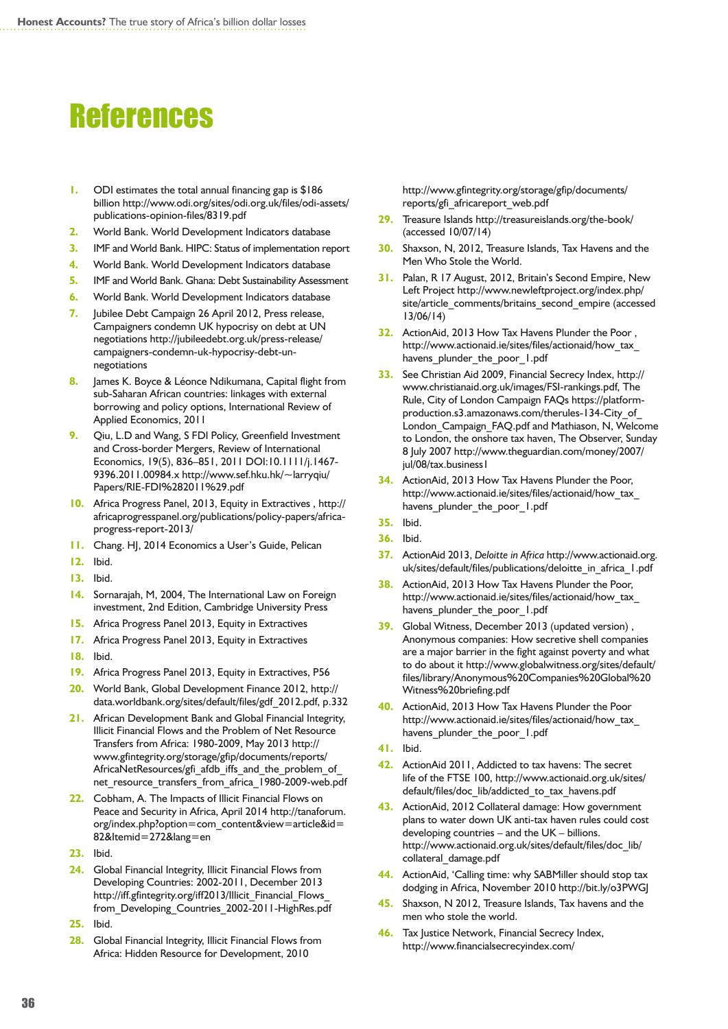# References

1. ODI estimates the total annual financing gap is $186 billion http://www.odi.org/sites/odi.org.uk/files/odi-assets/publications-opinion-files/8319.pdf
2. World Bank. World Development Indicators database
3. IMF and World Bank. HIPC: Status of implementation report
4. World Bank. World Development Indicators database
5. IMF and World Bank. Ghana: Debt Sustainability Assessment
6. World Bank. World Development Indicators database
7. Jubilee Debt Campaign 26 April 2012, Press release, Campaigners condemn UK hypocrisy on debt at UN negotiations http://jubileedebt.org.uk/press-release/campaigners-condemn-uk-hypocrisy-debt-un-negotiations
8. James K. Boyce & Léonce Ndikumana, Capital flight from sub-Saharan African countries: linkages with external borrowing and policy options, International Review of Applied Economics, 2011
9. Qiu, L.D and Wang, S FDI Policy, Greenfield Investment and Cross-border Mergers, Review of International Economics, 19(5), 836–851, 2011 DOI:10.1111/j.1467-9396.2011.00984.x http://www.sef.hku.hk/~larryqiu/Papers/RIE-FDI%282011%29.pdf
10. Africa Progress Panel, 2013, Equity in Extractives , http://africaprogresspanel.org/publications/policy-papers/africa-progress-report-2013/
11. Chang. HJ, 2014 Economics a User's Guide, Pelican
12. Ibid.
13. Ibid.
14. Sornarajah, M, 2004, The International Law on Foreign investment, 2nd Edition, Cambridge University Press
15. Africa Progress Panel 2013, Equity in Extractives
17. Africa Progress Panel 2013, Equity in Extractives
18. Ibid.
19. Africa Progress Panel 2013, Equity in Extractives, P56
20. World Bank, Global Development Finance 2012, http://data.worldbank.org/sites/default/files/gdf_2012.pdf, p.332
21. African Development Bank and Global Financial Integrity, Illicit Financial Flows and the Problem of Net Resource Transfers from Africa: 1980-2009, May 2013 http://www.gfintegrity.org/storage/gfip/documents/reports/AfricaNetResources/gfi_afdb_iffs_and_the_problem_of_net_resource_transfers_from_africa_1980-2009-web.pdf
22. Cobham, A. The Impacts of Illicit Financial Flows on Peace and Security in Africa, April 2014 http://tanaforum.org/index.php?option=com_content&view=article&id=82&Itemid=272&lang=en
23. Ibid.
24. Global Financial Integrity, Illicit Financial Flows from Developing Countries: 2002-2011, December 2013 http://iff.gfintegrity.org/iff2013/Illicit_Financial_Flows_from_Developing_Countries_2002-2011-HighRes.pdf
25. Ibid.
28. Global Financial Integrity, Illicit Financial Flows from Africa: Hidden Resource for Development, 2010 http://www.gfintegrity.org/storage/gfip/documents/reports/gfi_africareport_web.pdf
29. Treasure Islands http://treasureislands.org/the-book/ (accessed 10/07/14)
30. Shaxson, N, 2012, Treasure Islands, Tax Havens and the Men Who Stole the World.
31. Palan, R 17 August, 2012, Britain's Second Empire, New Left Project http://www.newleftproject.org/index.php/site/article_comments/britains_second_empire (accessed 13/06/14)
32. ActionAid, 2013 How Tax Havens Plunder the Poor , http://www.actionaid.ie/sites/files/actionaid/how_tax_havens_plunder_the_poor_1.pdf
33. See Christian Aid 2009, Financial Secrecy Index, http://www.christianaid.org.uk/images/FSI-rankings.pdf, The Rule, City of London Campaign FAQs https://platform-production.s3.amazonaws.com/therules-134-City_of_London_Campaign_FAQ.pdf and Mathiason, N, Welcome to London, the onshore tax haven, The Observer, Sunday 8 July 2007 http://www.theguardian.com/money/2007/jul/08/tax.business1
34. ActionAid, 2013 How Tax Havens Plunder the Poor, http://www.actionaid.ie/sites/files/actionaid/how_tax_havens_plunder_the_poor_1.pdf
35. Ibid.
36. Ibid.
37. ActionAid 2013, *Deloitte in Africa* http://www.actionaid.org.uk/sites/default/files/publications/deloitte_in_africa_1.pdf
38. ActionAid, 2013 How Tax Havens Plunder the Poor, http://www.actionaid.ie/sites/files/actionaid/how_tax_havens_plunder_the_poor_1.pdf
39. Global Witness, December 2013 (updated version) , Anonymous companies: How secretive shell companies are a major barrier in the fight against poverty and what to do about it http://www.globalwitness.org/sites/default/files/library/Anonymous%20Companies%20Global%20Witness%20briefing.pdf
40. ActionAid, 2013 How Tax Havens Plunder the Poor http://www.actionaid.ie/sites/files/actionaid/how_tax_havens_plunder_the_poor_1.pdf
41. Ibid.
42. ActionAid 2011, Addicted to tax havens: The secret life of the FTSE 100, http://www.actionaid.org.uk/sites/default/files/doc_lib/addicted_to_tax_havens.pdf
43. ActionAid, 2012 Collateral damage: How government plans to water down UK anti-tax haven rules could cost developing countries – and the UK – billions. http://www.actionaid.org.uk/sites/default/files/doc_lib/collateral_damage.pdf
44. ActionAid, 'Calling time: why SABMiller should stop tax dodging in Africa, November 2010 http://bit.ly/o3PWGJ
45. Shaxson, N 2012, Treasure Islands, Tax havens and the men who stole the world.
46. Tax Justice Network, Financial Secrecy Index, http://www.financialsecrecyindex.com/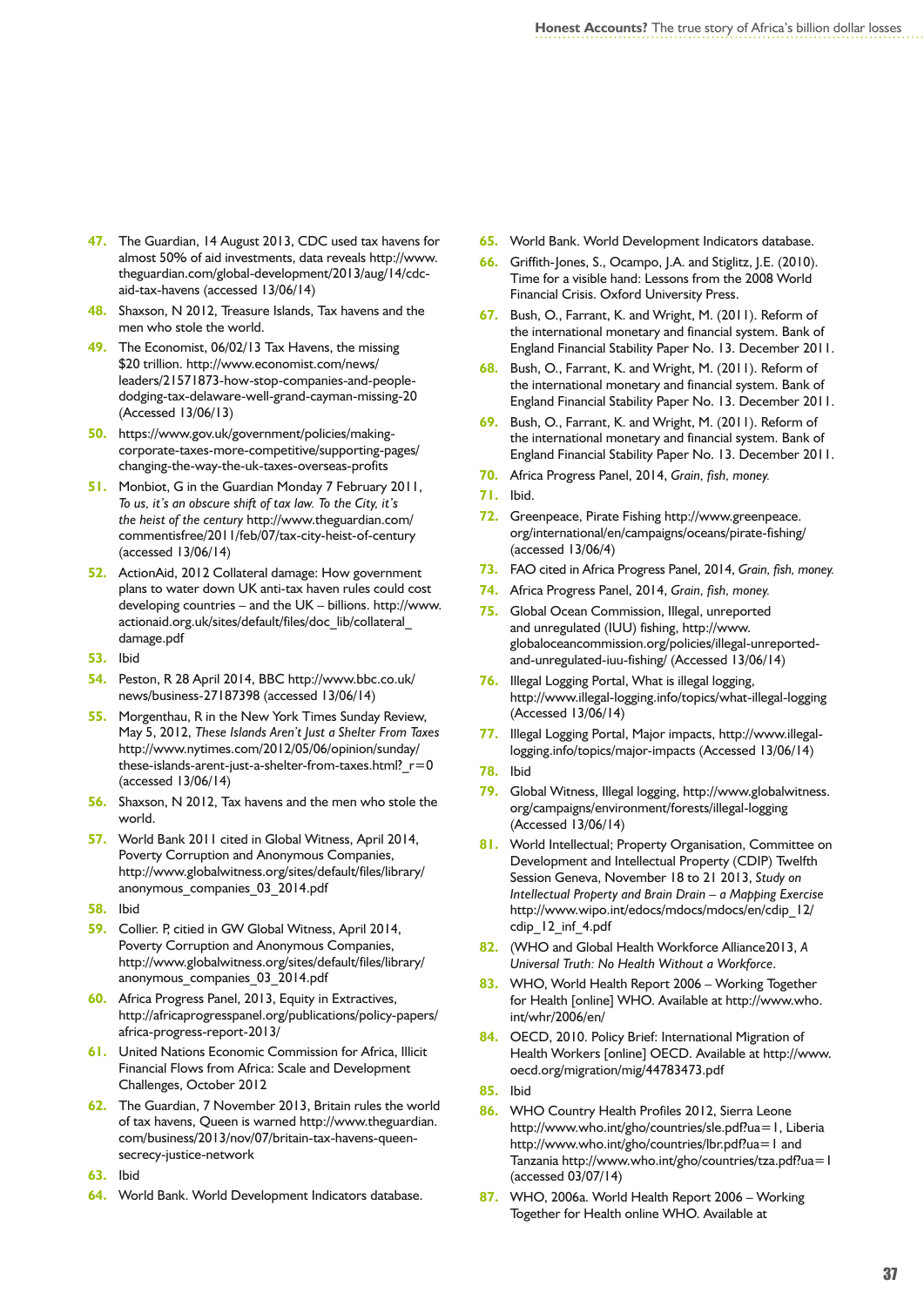47. The Guardian, 14 August 2013, CDC used tax havens for almost 50% of aid investments, data reveals http://www.theguardian.com/global-development/2013/aug/14/cdc-aid-tax-havens (accessed 13/06/14)
48. Shaxson, N 2012, Treasure Islands, Tax havens and the men who stole the world.
49. The Economist, 06/02/13 Tax Havens, the missing $20 trillion. http://www.economist.com/news/leaders/21571873-how-stop-companies-and-people-dodging-tax-delaware-well-grand-cayman-missing-20 (Accessed 13/06/13)
50. https://www.gov.uk/government/policies/making-corporate-taxes-more-competitive/supporting-pages/changing-the-way-the-uk-taxes-overseas-profits
51. Monbiot, G in the Guardian Monday 7 February 2011, *To us, it's an obscure shift of tax law. To the City, it's the heist of the century* http://www.theguardian.com/commentisfree/2011/feb/07/tax-city-heist-of-century (accessed 13/06/14)
52. ActionAid, 2012 Collateral damage: How government plans to water down UK anti-tax haven rules could cost developing countries – and the UK – billions. http://www.actionaid.org.uk/sites/default/files/doc_lib/collateral_damage.pdf
53. Ibid
54. Peston, R 28 April 2014, BBC http://www.bbc.co.uk/news/business-27187398 (accessed 13/06/14)
55. Morgenthau, R in the New York Times Sunday Review, May 5, 2012, *These Islands Aren't Just a Shelter From Taxes* http://www.nytimes.com/2012/05/06/opinion/sunday/these-islands-arent-just-a-shelter-from-taxes.html?_r=0 (accessed 13/06/14)
56. Shaxson, N 2012, Tax havens and the men who stole the world.
57. World Bank 2011 cited in Global Witness, April 2014, Poverty Corruption and Anonymous Companies, http://www.globalwitness.org/sites/default/files/library/anonymous_companies_03_2014.pdf
58. Ibid
59. Collier. P, cited in GW Global Witness, April 2014, Poverty Corruption and Anonymous Companies, http://www.globalwitness.org/sites/default/files/library/anonymous_companies_03_2014.pdf
60. Africa Progress Panel, 2013, Equity in Extractives, http://africaprogresspanel.org/publications/policy-papers/africa-progress-report-2013/
61. United Nations Economic Commission for Africa, Illicit Financial Flows from Africa: Scale and Development Challenges, October 2012
62. The Guardian, 7 November 2013, Britain rules the world of tax havens, Queen is warned http://www.theguardian.com/business/2013/nov/07/britain-tax-havens-queen-secrecy-justice-network
63. Ibid
64. World Bank. World Development Indicators database.
65. World Bank. World Development Indicators database.
66. Griffith-Jones, S., Ocampo, J.A. and Stiglitz, J.E. (2010). Time for a visible hand: Lessons from the 2008 World Financial Crisis. Oxford University Press.
67. Bush, O., Farrant, K. and Wright, M. (2011). Reform of the international monetary and financial system. Bank of England Financial Stability Paper No. 13. December 2011.
68. Bush, O., Farrant, K. and Wright, M. (2011). Reform of the international monetary and financial system. Bank of England Financial Stability Paper No. 13. December 2011.
69. Bush, O., Farrant, K. and Wright, M. (2011). Reform of the international monetary and financial system. Bank of England Financial Stability Paper No. 13. December 2011.
70. Africa Progress Panel, 2014, *Grain, fish, money.*
71. Ibid.
72. Greenpeace, Pirate Fishing http://www.greenpeace.org/international/en/campaigns/oceans/pirate-fishing/ (accessed 13/06/4)
73. FAO cited in Africa Progress Panel, 2014, *Grain, fish, money.*
74. Africa Progress Panel, 2014, *Grain, fish, money.*
75. Global Ocean Commission, Illegal, unreported and unregulated (IUU) fishing, http://www.globaloceancommission.org/policies/illegal-unreported-and-unregulated-iuu-fishing/ (Accessed 13/06/14)
76. Illegal Logging Portal, What is illegal logging, http://www.illegal-logging.info/topics/what-illegal-logging (Accessed 13/06/14)
77. Illegal Logging Portal, Major impacts, http://www.illegal-logging.info/topics/major-impacts (Accessed 13/06/14)
78. Ibid
79. Global Witness, Illegal logging, http://www.globalwitness.org/campaigns/environment/forests/illegal-logging (Accessed 13/06/14)
81. World Intellectual; Property Organisation, Committee on Development and Intellectual Property (CDIP) Twelfth Session Geneva, November 18 to 21 2013, *Study on Intellectual Property and Brain Drain – a Mapping Exercise* http://www.wipo.int/edocs/mdocs/mdocs/en/cdip_12/cdip_12_inf_4.pdf
82. (WHO and Global Health Workforce Alliance2013, *A Universal Truth: No Health Without a Workforce.*
83. WHO, World Health Report 2006 – Working Together for Health [online] WHO. Available at http://www.who.int/whr/2006/en/
84. OECD, 2010. Policy Brief: International Migration of Health Workers [online] OECD. Available at http://www.oecd.org/migration/mig/44783473.pdf
85. Ibid
86. WHO Country Health Profiles 2012, Sierra Leone http://www.who.int/gho/countries/sle.pdf?ua=1, Liberia http://www.who.int/gho/countries/lbr.pdf?ua=1 and Tanzania http://www.who.int/gho/countries/tza.pdf?ua=1 (accessed 03/07/14)
87. WHO, 2006a. World Health Report 2006 – Working Together for Health online WHO. Available at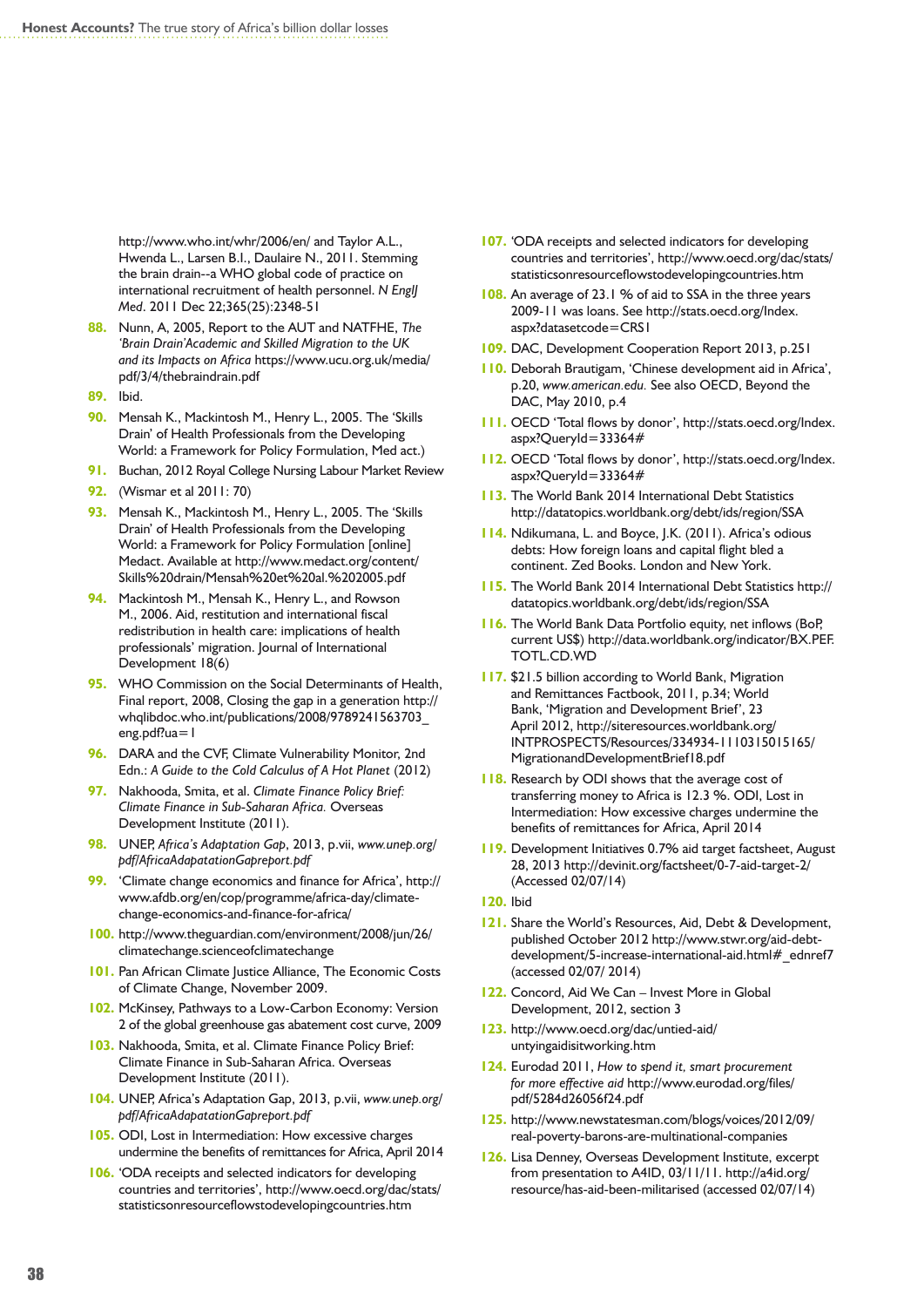http://www.who.int/whr/2006/en/ and Taylor A.L., Hwenda L., Larsen B.I., Daulaire N., 2011. Stemming the brain drain--a WHO global code of practice on international recruitment of health personnel. *N Engl J Med*. 2011 Dec 22;365(25):2348-51

88. Nunn, A, 2005, Report to the AUT and NATFHE, *The 'Brain Drain'Academic and Skilled Migration to the UK and its Impacts on Africa* https://www.ucu.org.uk/media/pdf/3/4/thebraindrain.pdf
89. Ibid.
90. Mensah K., Mackintosh M., Henry L., 2005. The 'Skills Drain' of Health Professionals from the Developing World: a Framework for Policy Formulation, Med act.)
91. Buchan, 2012 Royal College Nursing Labour Market Review
92. (Wismar et al 2011: 70)
93. Mensah K., Mackintosh M., Henry L., 2005. The 'Skills Drain' of Health Professionals from the Developing World: a Framework for Policy Formulation [online] Medact. Available at http://www.medact.org/content/Skills%20drain/Mensah%20et%20al.%202005.pdf
94. Mackintosh M., Mensah K., Henry L., and Rowson M., 2006. Aid, restitution and international fiscal redistribution in health care: implications of health professionals' migration. Journal of International Development 18(6)
95. WHO Commission on the Social Determinants of Health, Final report, 2008, Closing the gap in a generation http://whqlibdoc.who.int/publications/2008/9789241563703_eng.pdf?ua=1
96. DARA and the CVF, Climate Vulnerability Monitor, 2nd Edn.: *A Guide to the Cold Calculus of A Hot Planet* (2012)
97. Nakhooda, Smita, et al. *Climate Finance Policy Brief: Climate Finance in Sub-Saharan Africa.* Overseas Development Institute (2011).
98. UNEP, *Africa's Adaptation Gap*, 2013, p.vii, *www.unep.org/pdf/AfricaAdapatationGapreport.pdf*
99. 'Climate change economics and finance for Africa', http://www.afdb.org/en/cop/programme/africa-day/climate-change-economics-and-finance-for-africa/
100. http://www.theguardian.com/environment/2008/jun/26/climatechange.scienceofclimatechange
101. Pan African Climate Justice Alliance, The Economic Costs of Climate Change, November 2009.
102. McKinsey, Pathways to a Low-Carbon Economy: Version 2 of the global greenhouse gas abatement cost curve, 2009
103. Nakhooda, Smita, et al. Climate Finance Policy Brief: Climate Finance in Sub-Saharan Africa. Overseas Development Institute (2011).
104. UNEP, Africa's Adaptation Gap, 2013, p.vii, *www.unep.org/pdf/AfricaAdapatationGapreport.pdf*
105. ODI, Lost in Intermediation: How excessive charges undermine the benefits of remittances for Africa, April 2014
106. 'ODA receipts and selected indicators for developing countries and territories', http://www.oecd.org/dac/stats/statisticsonresourceflowstodevelopingcountries.htm
107. 'ODA receipts and selected indicators for developing countries and territories', http://www.oecd.org/dac/stats/statisticsonresourceflowstodevelopingcountries.htm
108. An average of 23.1 % of aid to SSA in the three years 2009-11 was loans. See http://stats.oecd.org/Index.aspx?datasetcode=CRS1
109. DAC, Development Cooperation Report 2013, p.251
110. Deborah Brautigam, 'Chinese development aid in Africa', p.20, *www.american.edu.* See also OECD, Beyond the DAC, May 2010, p.4
111. OECD 'Total flows by donor', http://stats.oecd.org/Index.aspx?QueryId=33364#
112. OECD 'Total flows by donor', http://stats.oecd.org/Index.aspx?QueryId=33364#
113. The World Bank 2014 International Debt Statistics http://datatopics.worldbank.org/debt/ids/region/SSA
114. Ndikumana, L. and Boyce, J.K. (2011). Africa's odious debts: How foreign loans and capital flight bled a continent. Zed Books. London and New York.
115. The World Bank 2014 International Debt Statistics http://datatopics.worldbank.org/debt/ids/region/SSA
116. The World Bank Data Portfolio equity, net inflows (BoP, current US$) http://data.worldbank.org/indicator/BX.PEF.TOTL.CD.WD
117. $21.5 billion according to World Bank, Migration and Remittances Factbook, 2011, p.34; World Bank, 'Migration and Development Brief', 23 April 2012, http://siteresources.worldbank.org/INTPROSPECTS/Resources/334934-1110315015165/MigrationandDevelopmentBrief18.pdf
118. Research by ODI shows that the average cost of transferring money to Africa is 12.3 %. ODI, Lost in Intermediation: How excessive charges undermine the benefits of remittances for Africa, April 2014
119. Development Initiatives 0.7% aid target factsheet, August 28, 2013 http://devinit.org/factsheet/0-7-aid-target-2/ (Accessed 02/07/14)
120. Ibid
121. Share the World's Resources, Aid, Debt & Development, published October 2012 http://www.stwr.org/aid-debt-development/5-increase-international-aid.html#_ednref7 (accessed 02/07/ 2014)
122. Concord, Aid We Can – Invest More in Global Development, 2012, section 3
123. http://www.oecd.org/dac/untied-aid/untyingaidisitworking.htm
124. Eurodad 2011, *How to spend it, smart procurement for more effective aid* http://www.eurodad.org/files/pdf/5284d26056f24.pdf
125. http://www.newstatesman.com/blogs/voices/2012/09/real-poverty-barons-are-multinational-companies
126. Lisa Denney, Overseas Development Institute, excerpt from presentation to A4ID, 03/11/11. http://a4id.org/resource/has-aid-been-militarised (accessed 02/07/14)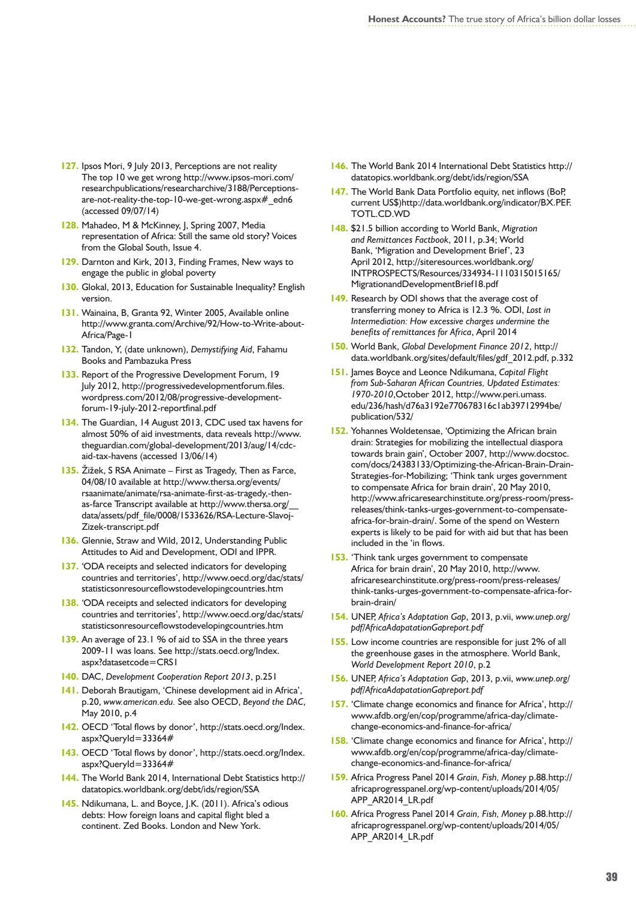127. Ipsos Mori, 9 July 2013, Perceptions are not reality The top 10 we get wrong http://www.ipsos-mori.com/researchpublications/researcharchive/3188/Perceptions-are-not-reality-the-top-10-we-get-wrong.aspx#_edn6 (accessed 09/07/14)
128. Mahadeo, M & McKinney, J, Spring 2007, Media representation of Africa: Still the same old story? Voices from the Global South, Issue 4.
129. Darnton and Kirk, 2013, Finding Frames, New ways to engage the public in global poverty
130. Glokal, 2013, Education for Sustainable Inequality? English version.
131. Wainaina, B, Granta 92, Winter 2005, Available online http://www.granta.com/Archive/92/How-to-Write-about-Africa/Page-1
132. Tandon, Y, (date unknown), *Demystifying Aid*, Fahamu Books and Pambazuka Press
133. Report of the Progressive Development Forum, 19 July 2012, http://progressivedevelopmentforum.files.wordpress.com/2012/08/progressive-development-forum-19-july-2012-reportfinal.pdf
134. The Guardian, 14 August 2013, CDC used tax havens for almost 50% of aid investments, data reveals http://www.theguardian.com/global-development/2013/aug/14/cdc-aid-tax-havens (accessed 13/06/14)
135. Žižek, S RSA Animate – First as Tragedy, Then as Farce, 04/08/10 available at http://www.thersa.org/events/rsaanimate/animate/rsa-animate-first-as-tragedy,-then-as-farce Transcript available at http://www.thersa.org/__data/assets/pdf_file/0008/1533626/RSA-Lecture-Slavoj-Zizek-transcript.pdf
136. Glennie, Straw and Wild, 2012, Understanding Public Attitudes to Aid and Development, ODI and IPPR.
137. 'ODA receipts and selected indicators for developing countries and territories', http://www.oecd.org/dac/stats/statisticsonresourceflowstodevelopingcountries.htm
138. 'ODA receipts and selected indicators for developing countries and territories', http://www.oecd.org/dac/stats/statisticsonresourceflowstodevelopingcountries.htm
139. An average of 23.1 % of aid to SSA in the three years 2009-11 was loans. See http://stats.oecd.org/Index.aspx?datasetcode=CRS1
140. DAC, *Development Cooperation Report 2013*, p.251
141. Deborah Brautigam, 'Chinese development aid in Africa', p.20, *www.american.edu*. See also OECD, *Beyond the DAC*, May 2010, p.4
142. OECD 'Total flows by donor', http://stats.oecd.org/Index.aspx?QueryId=33364#
143. OECD 'Total flows by donor', http://stats.oecd.org/Index.aspx?QueryId=33364#
144. The World Bank 2014, International Debt Statistics http://datatopics.worldbank.org/debt/ids/region/SSA
145. Ndikumana, L. and Boyce, J.K. (2011). Africa's odious debts: How foreign loans and capital flight bled a continent. Zed Books. London and New York.
146. The World Bank 2014 International Debt Statistics http://datatopics.worldbank.org/debt/ids/region/SSA
147. The World Bank Data Portfolio equity, net inflows (BoP, current US$)http://data.worldbank.org/indicator/BX.PEF.TOTL.CD.WD
148. $21.5 billion according to World Bank, *Migration and Remittances Factbook*, 2011, p.34; World Bank, 'Migration and Development Brief', 23 April 2012, http://siteresources.worldbank.org/INTPROSPECTS/Resources/334934-1110315015165/MigrationandDevelopmentBrief18.pdf
149. Research by ODI shows that the average cost of transferring money to Africa is 12.3 %. ODI, *Lost in Intermediation: How excessive charges undermine the benefits of remittances for Africa*, April 2014
150. World Bank, *Global Development Finance 2012*, http://data.worldbank.org/sites/default/files/gdf_2012.pdf, p.332
151. James Boyce and Leonce Ndikumana, *Capital Flight from Sub-Saharan African Countries, Updated Estimates: 1970-2010*,October 2012, http://www.peri.umass.edu/236/hash/d76a3192e770678316c1ab39712994be/publication/532/
152. Yohannes Woldetensae, 'Optimizing the African brain drain: Strategies for mobilizing the intellectual diaspora towards brain gain', October 2007, http://www.docstoc.com/docs/24383133/Optimizing-the-African-Brain-Drain-Strategies-for-Mobilizing; 'Think tank urges government to compensate Africa for brain drain', 20 May 2010, http://www.africaresearchinstitute.org/press-room/press-releases/think-tanks-urges-government-to-compensate-africa-for-brain-drain/. Some of the spend on Western experts is likely to be paid for with aid but that has been included in the 'in flows.
153. 'Think tank urges government to compensate Africa for brain drain', 20 May 2010, http://www.africaresearchinstitute.org/press-room/press-releases/think-tanks-urges-government-to-compensate-africa-for-brain-drain/
154. UNEP, *Africa's Adaptation Gap*, 2013, p.vii, *www.unep.org/pdf/AfricaAdapatationGapreport.pdf*
155. Low income countries are responsible for just 2% of all the greenhouse gases in the atmosphere. World Bank, *World Development Report 2010*, p.2
156. UNEP, *Africa's Adaptation Gap*, 2013, p.vii, *www.unep.org/pdf/AfricaAdapatationGapreport.pdf*
157. 'Climate change economics and finance for Africa', http://www.afdb.org/en/cop/programme/africa-day/climate-change-economics-and-finance-for-africa/
158. 'Climate change economics and finance for Africa', http://www.afdb.org/en/cop/programme/africa-day/climate-change-economics-and-finance-for-africa/
159. Africa Progress Panel 2014 *Grain, Fish, Money* p.88.http://africaprogresspanel.org/wp-content/uploads/2014/05/APP_AR2014_LR.pdf
160. Africa Progress Panel 2014 *Grain, Fish, Money* p.88.http://africaprogresspanel.org/wp-content/uploads/2014/05/APP_AR2014_LR.pdf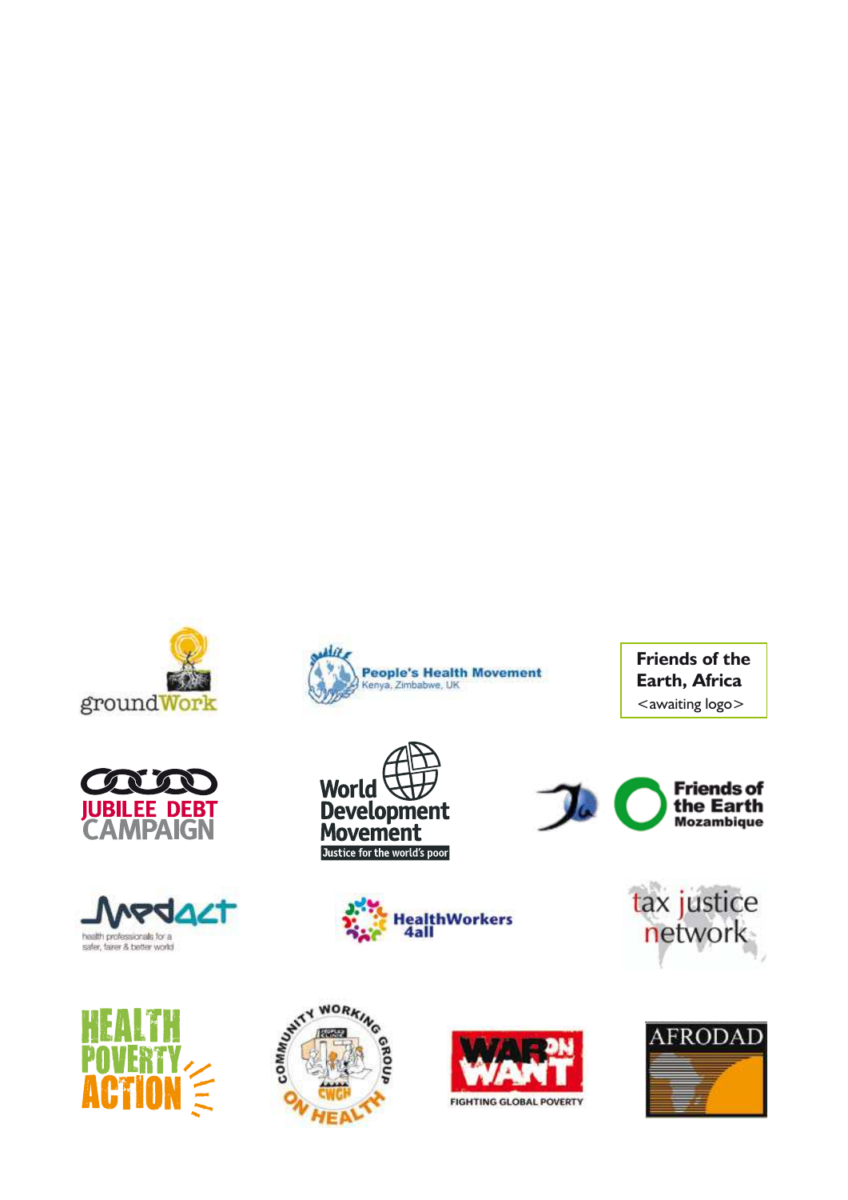groundWork

People's Health Movement
Kenya, Zimbabwe, UK

Friends of the Earth, Africa
<awaiting logo>

JUBILEE DEBT CAMPAIGN

World Development Movement
Justice for the world's poor

Friends of the Earth Mozambique

medact
health professionals for a safer, fairer & better world

HealthWorkers 4all

tax justice network

HEALTH POVERTY ACTION

COMMUNITY WORKING GROUP ON HEALTH
CWGH

WAR ON WANT
FIGHTING GLOBAL POVERTY

AFRODAD